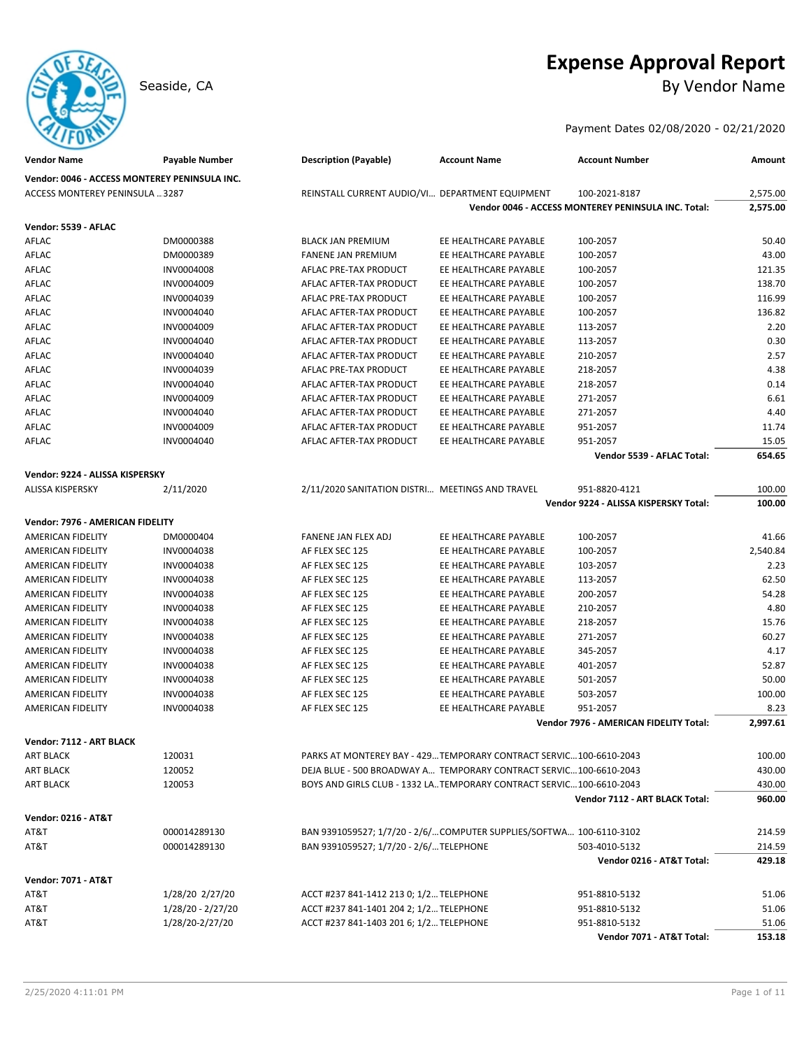# Expense Approval Report

Seaside, CA

## By Vendor Name

Payment Dates 02/08/2020 - 02/21/2020

| Vendor Name | Payable Number | Description (Payable) | Account Name | Account Number | Amount |
|---|---|---|---|---|---|
| **Vendor: 0046 - ACCESS MONTEREY PENINSULA INC.** | | | | | |
| ACCESS MONTEREY PENINSULA ... | 3287 | REINSTALL CURRENT AUDIO/VI... | DEPARTMENT EQUIPMENT | 100-2021-8187 | 2,575.00 |
| | | | | **Vendor 0046 - ACCESS MONTEREY PENINSULA INC. Total:** | **2,575.00** |
| **Vendor: 5539 - AFLAC** | | | | | |
| AFLAC | DM0000388 | BLACK JAN PREMIUM | EE HEALTHCARE PAYABLE | 100-2057 | 50.40 |
| AFLAC | DM0000389 | FANENE JAN PREMIUM | EE HEALTHCARE PAYABLE | 100-2057 | 43.00 |
| AFLAC | INV0004008 | AFLAC PRE-TAX PRODUCT | EE HEALTHCARE PAYABLE | 100-2057 | 121.35 |
| AFLAC | INV0004009 | AFLAC AFTER-TAX PRODUCT | EE HEALTHCARE PAYABLE | 100-2057 | 138.70 |
| AFLAC | INV0004039 | AFLAC PRE-TAX PRODUCT | EE HEALTHCARE PAYABLE | 100-2057 | 116.99 |
| AFLAC | INV0004040 | AFLAC AFTER-TAX PRODUCT | EE HEALTHCARE PAYABLE | 100-2057 | 136.82 |
| AFLAC | INV0004009 | AFLAC AFTER-TAX PRODUCT | EE HEALTHCARE PAYABLE | 113-2057 | 2.20 |
| AFLAC | INV0004040 | AFLAC AFTER-TAX PRODUCT | EE HEALTHCARE PAYABLE | 113-2057 | 0.30 |
| AFLAC | INV0004040 | AFLAC AFTER-TAX PRODUCT | EE HEALTHCARE PAYABLE | 210-2057 | 2.57 |
| AFLAC | INV0004039 | AFLAC PRE-TAX PRODUCT | EE HEALTHCARE PAYABLE | 218-2057 | 4.38 |
| AFLAC | INV0004040 | AFLAC AFTER-TAX PRODUCT | EE HEALTHCARE PAYABLE | 218-2057 | 0.14 |
| AFLAC | INV0004009 | AFLAC AFTER-TAX PRODUCT | EE HEALTHCARE PAYABLE | 271-2057 | 6.61 |
| AFLAC | INV0004040 | AFLAC AFTER-TAX PRODUCT | EE HEALTHCARE PAYABLE | 271-2057 | 4.40 |
| AFLAC | INV0004009 | AFLAC AFTER-TAX PRODUCT | EE HEALTHCARE PAYABLE | 951-2057 | 11.74 |
| AFLAC | INV0004040 | AFLAC AFTER-TAX PRODUCT | EE HEALTHCARE PAYABLE | 951-2057 | 15.05 |
| | | | | **Vendor 5539 - AFLAC Total:** | **654.65** |
| **Vendor: 9224 - ALISSA KISPERSKY** | | | | | |
| ALISSA KISPERSKY | 2/11/2020 | 2/11/2020 SANITATION DISTRI... | MEETINGS AND TRAVEL | 951-8820-4121 | 100.00 |
| | | | | **Vendor 9224 - ALISSA KISPERSKY Total:** | **100.00** |
| **Vendor: 7976 - AMERICAN FIDELITY** | | | | | |
| AMERICAN FIDELITY | DM0000404 | FANENE JAN FLEX ADJ | EE HEALTHCARE PAYABLE | 100-2057 | 41.66 |
| AMERICAN FIDELITY | INV0004038 | AF FLEX SEC 125 | EE HEALTHCARE PAYABLE | 100-2057 | 2,540.84 |
| AMERICAN FIDELITY | INV0004038 | AF FLEX SEC 125 | EE HEALTHCARE PAYABLE | 103-2057 | 2.23 |
| AMERICAN FIDELITY | INV0004038 | AF FLEX SEC 125 | EE HEALTHCARE PAYABLE | 113-2057 | 62.50 |
| AMERICAN FIDELITY | INV0004038 | AF FLEX SEC 125 | EE HEALTHCARE PAYABLE | 200-2057 | 54.28 |
| AMERICAN FIDELITY | INV0004038 | AF FLEX SEC 125 | EE HEALTHCARE PAYABLE | 210-2057 | 4.80 |
| AMERICAN FIDELITY | INV0004038 | AF FLEX SEC 125 | EE HEALTHCARE PAYABLE | 218-2057 | 15.76 |
| AMERICAN FIDELITY | INV0004038 | AF FLEX SEC 125 | EE HEALTHCARE PAYABLE | 271-2057 | 60.27 |
| AMERICAN FIDELITY | INV0004038 | AF FLEX SEC 125 | EE HEALTHCARE PAYABLE | 345-2057 | 4.17 |
| AMERICAN FIDELITY | INV0004038 | AF FLEX SEC 125 | EE HEALTHCARE PAYABLE | 401-2057 | 52.87 |
| AMERICAN FIDELITY | INV0004038 | AF FLEX SEC 125 | EE HEALTHCARE PAYABLE | 501-2057 | 50.00 |
| AMERICAN FIDELITY | INV0004038 | AF FLEX SEC 125 | EE HEALTHCARE PAYABLE | 503-2057 | 100.00 |
| AMERICAN FIDELITY | INV0004038 | AF FLEX SEC 125 | EE HEALTHCARE PAYABLE | 951-2057 | 8.23 |
| | | | | **Vendor 7976 - AMERICAN FIDELITY Total:** | **2,997.61** |
| **Vendor: 7112 - ART BLACK** | | | | | |
| ART BLACK | 120031 | PARKS AT MONTEREY BAY - 429... | TEMPORARY CONTRACT SERVIC... | 100-6610-2043 | 100.00 |
| ART BLACK | 120052 | DEJA BLUE - 500 BROADWAY A... | TEMPORARY CONTRACT SERVIC... | 100-6610-2043 | 430.00 |
| ART BLACK | 120053 | BOYS AND GIRLS CLUB - 1332 LA... | TEMPORARY CONTRACT SERVIC... | 100-6610-2043 | 430.00 |
| | | | | **Vendor 7112 - ART BLACK Total:** | **960.00** |
| **Vendor: 0216 - AT&T** | | | | | |
| AT&T | 000014289130 | BAN 9391059527; 1/7/20 - 2/6/... | COMPUTER SUPPLIES/SOFTWA... | 100-6110-3102 | 214.59 |
| AT&T | 000014289130 | BAN 9391059527; 1/7/20 - 2/6/... | TELEPHONE | 503-4010-5132 | 214.59 |
| | | | | **Vendor 0216 - AT&T Total:** | **429.18** |
| **Vendor: 7071 - AT&T** | | | | | |
| AT&T | 1/28/20 2/27/20 | ACCT #237 841-1412 213 0; 1/2... | TELEPHONE | 951-8810-5132 | 51.06 |
| AT&T | 1/28/20 - 2/27/20 | ACCT #237 841-1401 204 2; 1/2... | TELEPHONE | 951-8810-5132 | 51.06 |
| AT&T | 1/28/20-2/27/20 | ACCT #237 841-1403 201 6; 1/2... | TELEPHONE | 951-8810-5132 | 51.06 |
| | | | | **Vendor 7071 - AT&T Total:** | **153.18** |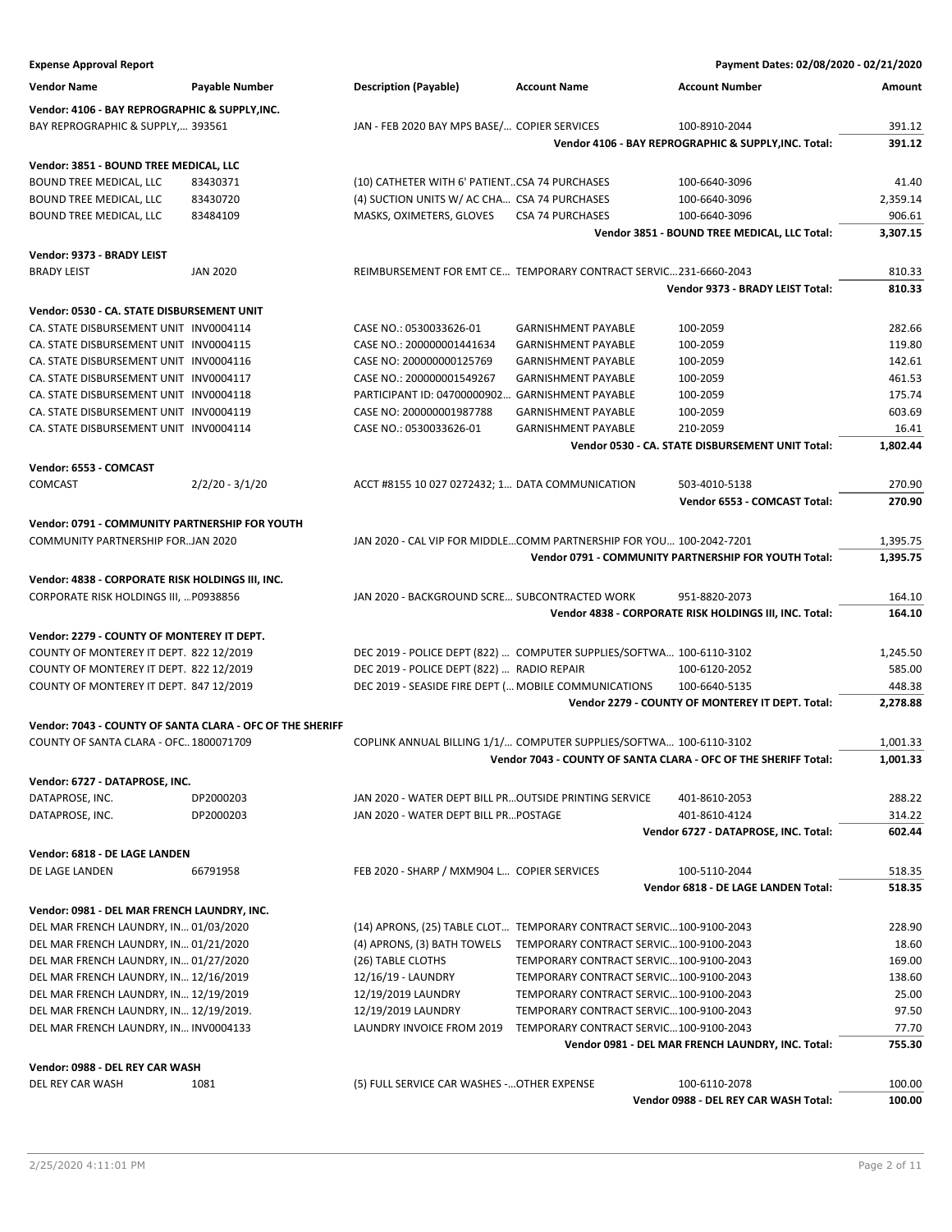**Expense Approval Report** — Payment Dates: 02/08/2020 - 02/21/2020

| Vendor Name | Payable Number | Description (Payable) | Account Name | Account Number | Amount |
|---|---|---|---|---|---|
| **Vendor: 4106 - BAY REPROGRAPHIC & SUPPLY,INC.** | | | | | |
| BAY REPROGRAPHIC & SUPPLY,... | 393561 | JAN - FEB 2020 BAY MPS BASE/... | COPIER SERVICES | 100-8910-2044 | 391.12 |
| | | | | **Vendor 4106 - BAY REPROGRAPHIC & SUPPLY,INC. Total:** | **391.12** |
| **Vendor: 3851 - BOUND TREE MEDICAL, LLC** | | | | | |
| BOUND TREE MEDICAL, LLC | 83430371 | (10) CATHETER WITH 6' PATIENT... | CSA 74 PURCHASES | 100-6640-3096 | 41.40 |
| BOUND TREE MEDICAL, LLC | 83430720 | (4) SUCTION UNITS W/ AC CHA... | CSA 74 PURCHASES | 100-6640-3096 | 2,359.14 |
| BOUND TREE MEDICAL, LLC | 83484109 | MASKS, OXIMETERS, GLOVES | CSA 74 PURCHASES | 100-6640-3096 | 906.61 |
| | | | | **Vendor 3851 - BOUND TREE MEDICAL, LLC Total:** | **3,307.15** |
| **Vendor: 9373 - BRADY LEIST** | | | | | |
| BRADY LEIST | JAN 2020 | REIMBURSEMENT FOR EMT CE... | TEMPORARY CONTRACT SERVIC... | 231-6660-2043 | 810.33 |
| | | | | **Vendor 9373 - BRADY LEIST Total:** | **810.33** |
| **Vendor: 0530 - CA. STATE DISBURSEMENT UNIT** | | | | | |
| CA. STATE DISBURSEMENT UNIT | INV0004114 | CASE NO.: 0530033626-01 | GARNISHMENT PAYABLE | 100-2059 | 282.66 |
| CA. STATE DISBURSEMENT UNIT | INV0004115 | CASE NO.: 200000001441634 | GARNISHMENT PAYABLE | 100-2059 | 119.80 |
| CA. STATE DISBURSEMENT UNIT | INV0004116 | CASE NO: 200000000125769 | GARNISHMENT PAYABLE | 100-2059 | 142.61 |
| CA. STATE DISBURSEMENT UNIT | INV0004117 | CASE NO.: 200000001549267 | GARNISHMENT PAYABLE | 100-2059 | 461.53 |
| CA. STATE DISBURSEMENT UNIT | INV0004118 | PARTICIPANT ID: 04700000902... | GARNISHMENT PAYABLE | 100-2059 | 175.74 |
| CA. STATE DISBURSEMENT UNIT | INV0004119 | CASE NO: 200000001987788 | GARNISHMENT PAYABLE | 100-2059 | 603.69 |
| CA. STATE DISBURSEMENT UNIT | INV0004114 | CASE NO.: 0530033626-01 | GARNISHMENT PAYABLE | 210-2059 | 16.41 |
| | | | | **Vendor 0530 - CA. STATE DISBURSEMENT UNIT Total:** | **1,802.44** |
| **Vendor: 6553 - COMCAST** | | | | | |
| COMCAST | 2/2/20 - 3/1/20 | ACCT #8155 10 027 0272432; 1... | DATA COMMUNICATION | 503-4010-5138 | 270.90 |
| | | | | **Vendor 6553 - COMCAST Total:** | **270.90** |
| **Vendor: 0791 - COMMUNITY PARTNERSHIP FOR YOUTH** | | | | | |
| COMMUNITY PARTNERSHIP FOR... | JAN 2020 | JAN 2020 - CAL VIP FOR MIDDLE... | COMM PARTNERSHIP FOR YOU... | 100-2042-7201 | 1,395.75 |
| | | | | **Vendor 0791 - COMMUNITY PARTNERSHIP FOR YOUTH Total:** | **1,395.75** |
| **Vendor: 4838 - CORPORATE RISK HOLDINGS III, INC.** | | | | | |
| CORPORATE RISK HOLDINGS III, ... | P0938856 | JAN 2020 - BACKGROUND SCRE... | SUBCONTRACTED WORK | 951-8820-2073 | 164.10 |
| | | | | **Vendor 4838 - CORPORATE RISK HOLDINGS III, INC. Total:** | **164.10** |
| **Vendor: 2279 - COUNTY OF MONTEREY IT DEPT.** | | | | | |
| COUNTY OF MONTEREY IT DEPT. | 822 12/2019 | DEC 2019 - POLICE DEPT (822) ... | COMPUTER SUPPLIES/SOFTWA... | 100-6110-3102 | 1,245.50 |
| COUNTY OF MONTEREY IT DEPT. | 822 12/2019 | DEC 2019 - POLICE DEPT (822) ... | RADIO REPAIR | 100-6120-2052 | 585.00 |
| COUNTY OF MONTEREY IT DEPT. | 847 12/2019 | DEC 2019 - SEASIDE FIRE DEPT (... | MOBILE COMMUNICATIONS | 100-6640-5135 | 448.38 |
| | | | | **Vendor 2279 - COUNTY OF MONTEREY IT DEPT. Total:** | **2,278.88** |
| **Vendor: 7043 - COUNTY OF SANTA CLARA - OFC OF THE SHERIFF** | | | | | |
| COUNTY OF SANTA CLARA - OFC... | 1800071709 | COPLINK ANNUAL BILLING 1/1/... | COMPUTER SUPPLIES/SOFTWA... | 100-6110-3102 | 1,001.33 |
| | | | | **Vendor 7043 - COUNTY OF SANTA CLARA - OFC OF THE SHERIFF Total:** | **1,001.33** |
| **Vendor: 6727 - DATAPROSE, INC.** | | | | | |
| DATAPROSE, INC. | DP2000203 | JAN 2020 - WATER DEPT BILL PR... | OUTSIDE PRINTING SERVICE | 401-8610-2053 | 288.22 |
| DATAPROSE, INC. | DP2000203 | JAN 2020 - WATER DEPT BILL PR... | POSTAGE | 401-8610-4124 | 314.22 |
| | | | | **Vendor 6727 - DATAPROSE, INC. Total:** | **602.44** |
| **Vendor: 6818 - DE LAGE LANDEN** | | | | | |
| DE LAGE LANDEN | 66791958 | FEB 2020 - SHARP / MXM904 L... | COPIER SERVICES | 100-5110-2044 | 518.35 |
| | | | | **Vendor 6818 - DE LAGE LANDEN Total:** | **518.35** |
| **Vendor: 0981 - DEL MAR FRENCH LAUNDRY, INC.** | | | | | |
| DEL MAR FRENCH LAUNDRY, IN... | 01/03/2020 | (14) APRONS, (25) TABLE CLOT... | TEMPORARY CONTRACT SERVIC... | 100-9100-2043 | 228.90 |
| DEL MAR FRENCH LAUNDRY, IN... | 01/21/2020 | (4) APRONS, (3) BATH TOWELS | TEMPORARY CONTRACT SERVIC... | 100-9100-2043 | 18.60 |
| DEL MAR FRENCH LAUNDRY, IN... | 01/27/2020 | (26) TABLE CLOTHS | TEMPORARY CONTRACT SERVIC... | 100-9100-2043 | 169.00 |
| DEL MAR FRENCH LAUNDRY, IN... | 12/16/2019 | 12/16/19 - LAUNDRY | TEMPORARY CONTRACT SERVIC... | 100-9100-2043 | 138.60 |
| DEL MAR FRENCH LAUNDRY, IN... | 12/19/2019 | 12/19/2019 LAUNDRY | TEMPORARY CONTRACT SERVIC... | 100-9100-2043 | 25.00 |
| DEL MAR FRENCH LAUNDRY, IN... | 12/19/2019. | 12/19/2019 LAUNDRY | TEMPORARY CONTRACT SERVIC... | 100-9100-2043 | 97.50 |
| DEL MAR FRENCH LAUNDRY, IN... | INV0004133 | LAUNDRY INVOICE FROM 2019 | TEMPORARY CONTRACT SERVIC... | 100-9100-2043 | 77.70 |
| | | | | **Vendor 0981 - DEL MAR FRENCH LAUNDRY, INC. Total:** | **755.30** |
| **Vendor: 0988 - DEL REY CAR WASH** | | | | | |
| DEL REY CAR WASH | 1081 | (5) FULL SERVICE CAR WASHES -... | OTHER EXPENSE | 100-6110-2078 | 100.00 |
| | | | | **Vendor 0988 - DEL REY CAR WASH Total:** | **100.00** |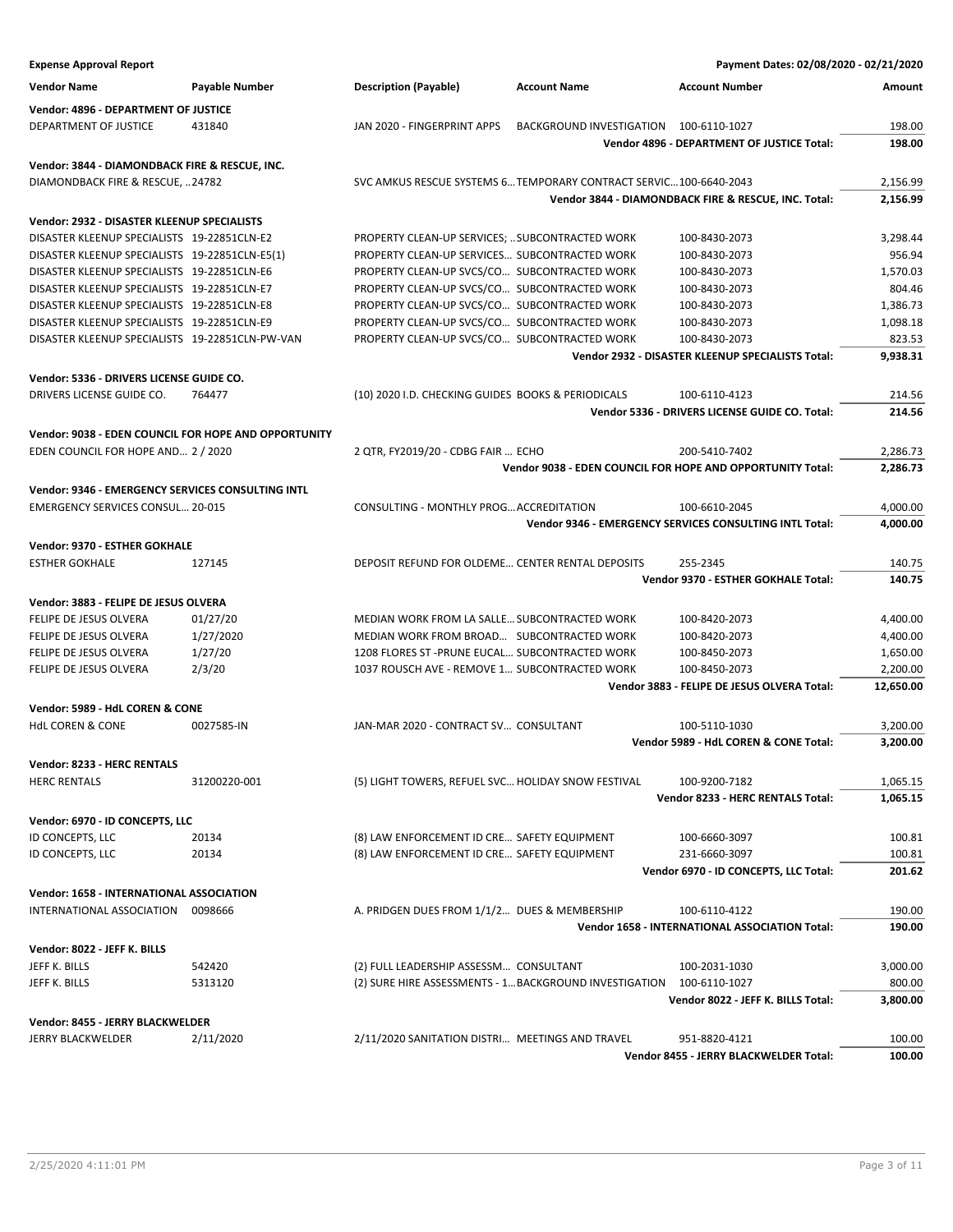**Expense Approval Report** | **Payment Dates: 02/08/2020 - 02/21/2020**

| Vendor Name | Payable Number | Description (Payable) | Account Name | Account Number | Amount |
|---|---|---|---|---|---|
| **Vendor: 4896 - DEPARTMENT OF JUSTICE** | | | | | |
| DEPARTMENT OF JUSTICE | 431840 | JAN 2020 - FINGERPRINT APPS | BACKGROUND INVESTIGATION | 100-6110-1027 | 198.00 |
| | | | | **Vendor 4896 - DEPARTMENT OF JUSTICE Total:** | **198.00** |
| **Vendor: 3844 - DIAMONDBACK FIRE & RESCUE, INC.** | | | | | |
| DIAMONDBACK FIRE & RESCUE, … | 24782 | SVC AMKUS RESCUE SYSTEMS 6… | TEMPORARY CONTRACT SERVIC… | 100-6640-2043 | 2,156.99 |
| | | | | **Vendor 3844 - DIAMONDBACK FIRE & RESCUE, INC. Total:** | **2,156.99** |
| **Vendor: 2932 - DISASTER KLEENUP SPECIALISTS** | | | | | |
| DISASTER KLEENUP SPECIALISTS | 19-22851CLN-E2 | PROPERTY CLEAN-UP SERVICES; … | SUBCONTRACTED WORK | 100-8430-2073 | 3,298.44 |
| DISASTER KLEENUP SPECIALISTS | 19-22851CLN-E5(1) | PROPERTY CLEAN-UP SERVICES… | SUBCONTRACTED WORK | 100-8430-2073 | 956.94 |
| DISASTER KLEENUP SPECIALISTS | 19-22851CLN-E6 | PROPERTY CLEAN-UP SVCS/CO… | SUBCONTRACTED WORK | 100-8430-2073 | 1,570.03 |
| DISASTER KLEENUP SPECIALISTS | 19-22851CLN-E7 | PROPERTY CLEAN-UP SVCS/CO… | SUBCONTRACTED WORK | 100-8430-2073 | 804.46 |
| DISASTER KLEENUP SPECIALISTS | 19-22851CLN-E8 | PROPERTY CLEAN-UP SVCS/CO… | SUBCONTRACTED WORK | 100-8430-2073 | 1,386.73 |
| DISASTER KLEENUP SPECIALISTS | 19-22851CLN-E9 | PROPERTY CLEAN-UP SVCS/CO… | SUBCONTRACTED WORK | 100-8430-2073 | 1,098.18 |
| DISASTER KLEENUP SPECIALISTS | 19-22851CLN-PW-VAN | PROPERTY CLEAN-UP SVCS/CO… | SUBCONTRACTED WORK | 100-8430-2073 | 823.53 |
| | | | | **Vendor 2932 - DISASTER KLEENUP SPECIALISTS Total:** | **9,938.31** |
| **Vendor: 5336 - DRIVERS LICENSE GUIDE CO.** | | | | | |
| DRIVERS LICENSE GUIDE CO. | 764477 | (10) 2020 I.D. CHECKING GUIDES | BOOKS & PERIODICALS | 100-6110-4123 | 214.56 |
| | | | | **Vendor 5336 - DRIVERS LICENSE GUIDE CO. Total:** | **214.56** |
| **Vendor: 9038 - EDEN COUNCIL FOR HOPE AND OPPORTUNITY** | | | | | |
| EDEN COUNCIL FOR HOPE AND… | 2 / 2020 | 2 QTR, FY2019/20 - CDBG FAIR … | ECHO | 200-5410-7402 | 2,286.73 |
| | | | | **Vendor 9038 - EDEN COUNCIL FOR HOPE AND OPPORTUNITY Total:** | **2,286.73** |
| **Vendor: 9346 - EMERGENCY SERVICES CONSULTING INTL** | | | | | |
| EMERGENCY SERVICES CONSUL… | 20-015 | CONSULTING - MONTHLY PROG… | ACCREDITATION | 100-6610-2045 | 4,000.00 |
| | | | | **Vendor 9346 - EMERGENCY SERVICES CONSULTING INTL Total:** | **4,000.00** |
| **Vendor: 9370 - ESTHER GOKHALE** | | | | | |
| ESTHER GOKHALE | 127145 | DEPOSIT REFUND FOR OLDEME… | CENTER RENTAL DEPOSITS | 255-2345 | 140.75 |
| | | | | **Vendor 9370 - ESTHER GOKHALE Total:** | **140.75** |
| **Vendor: 3883 - FELIPE DE JESUS OLVERA** | | | | | |
| FELIPE DE JESUS OLVERA | 01/27/20 | MEDIAN WORK FROM LA SALLE… | SUBCONTRACTED WORK | 100-8420-2073 | 4,400.00 |
| FELIPE DE JESUS OLVERA | 1/27/2020 | MEDIAN WORK FROM BROAD… | SUBCONTRACTED WORK | 100-8420-2073 | 4,400.00 |
| FELIPE DE JESUS OLVERA | 1/27/20 | 1208 FLORES ST -PRUNE EUCAL… | SUBCONTRACTED WORK | 100-8450-2073 | 1,650.00 |
| FELIPE DE JESUS OLVERA | 2/3/20 | 1037 ROUSCH AVE - REMOVE 1… | SUBCONTRACTED WORK | 100-8450-2073 | 2,200.00 |
| | | | | **Vendor 3883 - FELIPE DE JESUS OLVERA Total:** | **12,650.00** |
| **Vendor: 5989 - HdL COREN & CONE** | | | | | |
| HdL COREN & CONE | 0027585-IN | JAN-MAR 2020 - CONTRACT SV… | CONSULTANT | 100-5110-1030 | 3,200.00 |
| | | | | **Vendor 5989 - HdL COREN & CONE Total:** | **3,200.00** |
| **Vendor: 8233 - HERC RENTALS** | | | | | |
| HERC RENTALS | 31200220-001 | (5) LIGHT TOWERS, REFUEL SVC… | HOLIDAY SNOW FESTIVAL | 100-9200-7182 | 1,065.15 |
| | | | | **Vendor 8233 - HERC RENTALS Total:** | **1,065.15** |
| **Vendor: 6970 - ID CONCEPTS, LLC** | | | | | |
| ID CONCEPTS, LLC | 20134 | (8) LAW ENFORCEMENT ID CRE… | SAFETY EQUIPMENT | 100-6660-3097 | 100.81 |
| ID CONCEPTS, LLC | 20134 | (8) LAW ENFORCEMENT ID CRE… | SAFETY EQUIPMENT | 231-6660-3097 | 100.81 |
| | | | | **Vendor 6970 - ID CONCEPTS, LLC Total:** | **201.62** |
| **Vendor: 1658 - INTERNATIONAL ASSOCIATION** | | | | | |
| INTERNATIONAL ASSOCIATION | 0098666 | A. PRIDGEN DUES FROM 1/1/2… | DUES & MEMBERSHIP | 100-6110-4122 | 190.00 |
| | | | | **Vendor 1658 - INTERNATIONAL ASSOCIATION Total:** | **190.00** |
| **Vendor: 8022 - JEFF K. BILLS** | | | | | |
| JEFF K. BILLS | 542420 | (2) FULL LEADERSHIP ASSESSM… | CONSULTANT | 100-2031-1030 | 3,000.00 |
| JEFF K. BILLS | 5313120 | (2) SURE HIRE ASSESSMENTS - 1… | BACKGROUND INVESTIGATION | 100-6110-1027 | 800.00 |
| | | | | **Vendor 8022 - JEFF K. BILLS Total:** | **3,800.00** |
| **Vendor: 8455 - JERRY BLACKWELDER** | | | | | |
| JERRY BLACKWELDER | 2/11/2020 | 2/11/2020 SANITATION DISTRI… | MEETINGS AND TRAVEL | 951-8820-4121 | 100.00 |
| | | | | **Vendor 8455 - JERRY BLACKWELDER Total:** | **100.00** |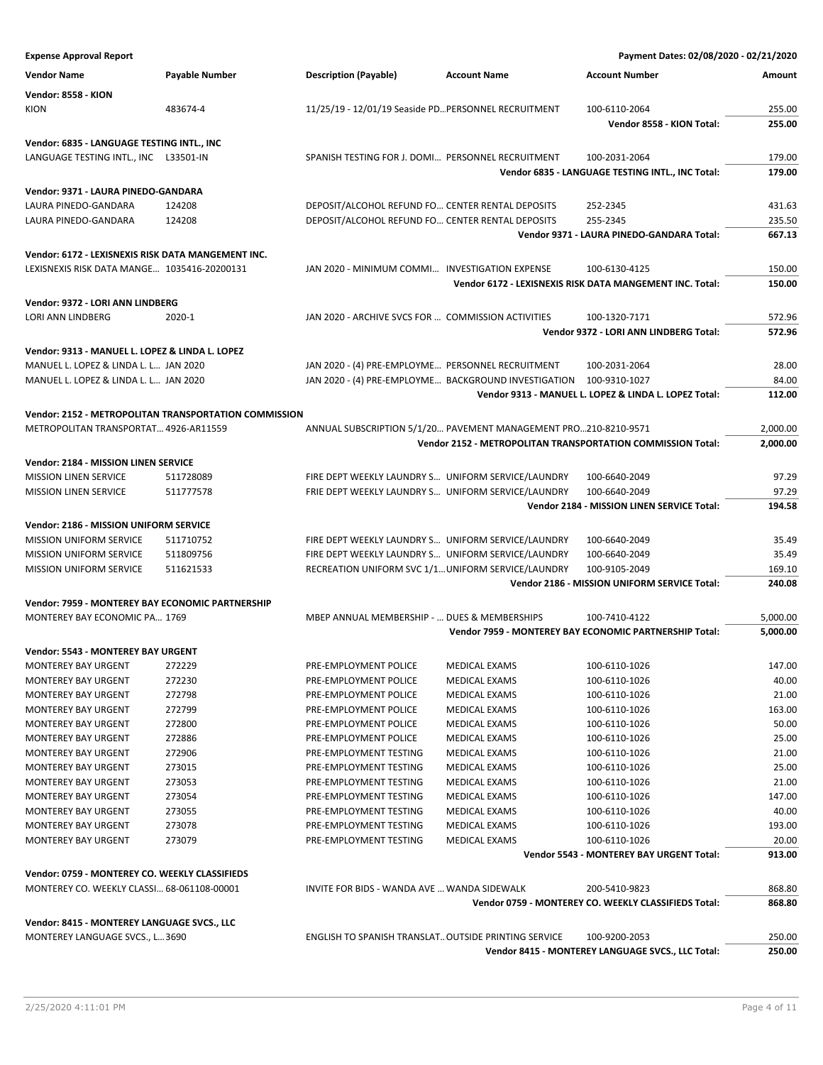**Expense Approval Report** — Payment Dates: 02/08/2020 - 02/21/2020

| Vendor Name | Payable Number | Description (Payable) | Account Name | Account Number | Amount |
|---|---|---|---|---|---|
| **Vendor: 8558 - KION** | | | | | |
| KION | 483674-4 | 11/25/19 - 12/01/19 Seaside PD... | PERSONNEL RECRUITMENT | 100-6110-2064 | 255.00 |
| | | | | **Vendor 8558 - KION Total:** | **255.00** |
| **Vendor: 6835 - LANGUAGE TESTING INTL., INC** | | | | | |
| LANGUAGE TESTING INTL., INC | L33501-IN | SPANISH TESTING FOR J. DOMI... | PERSONNEL RECRUITMENT | 100-2031-2064 | 179.00 |
| | | | | **Vendor 6835 - LANGUAGE TESTING INTL., INC Total:** | **179.00** |
| **Vendor: 9371 - LAURA PINEDO-GANDARA** | | | | | |
| LAURA PINEDO-GANDARA | 124208 | DEPOSIT/ALCOHOL REFUND FO... | CENTER RENTAL DEPOSITS | 252-2345 | 431.63 |
| LAURA PINEDO-GANDARA | 124208 | DEPOSIT/ALCOHOL REFUND FO... | CENTER RENTAL DEPOSITS | 255-2345 | 235.50 |
| | | | | **Vendor 9371 - LAURA PINEDO-GANDARA Total:** | **667.13** |
| **Vendor: 6172 - LEXISNEXIS RISK DATA MANGEMENT INC.** | | | | | |
| LEXISNEXIS RISK DATA MANGE... | 1035416-20200131 | JAN 2020 - MINIMUM COMMI... | INVESTIGATION EXPENSE | 100-6130-4125 | 150.00 |
| | | | | **Vendor 6172 - LEXISNEXIS RISK DATA MANGEMENT INC. Total:** | **150.00** |
| **Vendor: 9372 - LORI ANN LINDBERG** | | | | | |
| LORI ANN LINDBERG | 2020-1 | JAN 2020 - ARCHIVE SVCS FOR ... | COMMISSION ACTIVITIES | 100-1320-7171 | 572.96 |
| | | | | **Vendor 9372 - LORI ANN LINDBERG Total:** | **572.96** |
| **Vendor: 9313 - MANUEL L. LOPEZ & LINDA L. LOPEZ** | | | | | |
| MANUEL L. LOPEZ & LINDA L. L... | JAN 2020 | JAN 2020 - (4) PRE-EMPLOYME... | PERSONNEL RECRUITMENT | 100-2031-2064 | 28.00 |
| MANUEL L. LOPEZ & LINDA L. L... | JAN 2020 | JAN 2020 - (4) PRE-EMPLOYME... | BACKGROUND INVESTIGATION | 100-9310-1027 | 84.00 |
| | | | | **Vendor 9313 - MANUEL L. LOPEZ & LINDA L. LOPEZ Total:** | **112.00** |
| **Vendor: 2152 - METROPOLITAN TRANSPORTATION COMMISSION** | | | | | |
| METROPOLITAN TRANSPORTAT... | 4926-AR11559 | ANNUAL SUBSCRIPTION 5/1/20... | PAVEMENT MANAGEMENT PRO... | 210-8210-9571 | 2,000.00 |
| | | | | **Vendor 2152 - METROPOLITAN TRANSPORTATION COMMISSION Total:** | **2,000.00** |
| **Vendor: 2184 - MISSION LINEN SERVICE** | | | | | |
| MISSION LINEN SERVICE | 511728089 | FIRE DEPT WEEKLY LAUNDRY S... | UNIFORM SERVICE/LAUNDRY | 100-6640-2049 | 97.29 |
| MISSION LINEN SERVICE | 511777578 | FRIE DEPT WEEKLY LAUNDRY S... | UNIFORM SERVICE/LAUNDRY | 100-6640-2049 | 97.29 |
| | | | | **Vendor 2184 - MISSION LINEN SERVICE Total:** | **194.58** |
| **Vendor: 2186 - MISSION UNIFORM SERVICE** | | | | | |
| MISSION UNIFORM SERVICE | 511710752 | FIRE DEPT WEEKLY LAUNDRY S... | UNIFORM SERVICE/LAUNDRY | 100-6640-2049 | 35.49 |
| MISSION UNIFORM SERVICE | 511809756 | FIRE DEPT WEEKLY LAUNDRY S... | UNIFORM SERVICE/LAUNDRY | 100-6640-2049 | 35.49 |
| MISSION UNIFORM SERVICE | 511621533 | RECREATION UNIFORM SVC 1/1... | UNIFORM SERVICE/LAUNDRY | 100-9105-2049 | 169.10 |
| | | | | **Vendor 2186 - MISSION UNIFORM SERVICE Total:** | **240.08** |
| **Vendor: 7959 - MONTEREY BAY ECONOMIC PARTNERSHIP** | | | | | |
| MONTEREY BAY ECONOMIC PA... | 1769 | MBEP ANNUAL MEMBERSHIP - ... | DUES & MEMBERSHIPS | 100-7410-4122 | 5,000.00 |
| | | | | **Vendor 7959 - MONTEREY BAY ECONOMIC PARTNERSHIP Total:** | **5,000.00** |
| **Vendor: 5543 - MONTEREY BAY URGENT** | | | | | |
| MONTEREY BAY URGENT | 272229 | PRE-EMPLOYMENT POLICE | MEDICAL EXAMS | 100-6110-1026 | 147.00 |
| MONTEREY BAY URGENT | 272230 | PRE-EMPLOYMENT POLICE | MEDICAL EXAMS | 100-6110-1026 | 40.00 |
| MONTEREY BAY URGENT | 272798 | PRE-EMPLOYMENT POLICE | MEDICAL EXAMS | 100-6110-1026 | 21.00 |
| MONTEREY BAY URGENT | 272799 | PRE-EMPLOYMENT POLICE | MEDICAL EXAMS | 100-6110-1026 | 163.00 |
| MONTEREY BAY URGENT | 272800 | PRE-EMPLOYMENT POLICE | MEDICAL EXAMS | 100-6110-1026 | 50.00 |
| MONTEREY BAY URGENT | 272886 | PRE-EMPLOYMENT POLICE | MEDICAL EXAMS | 100-6110-1026 | 25.00 |
| MONTEREY BAY URGENT | 272906 | PRE-EMPLOYMENT TESTING | MEDICAL EXAMS | 100-6110-1026 | 21.00 |
| MONTEREY BAY URGENT | 273015 | PRE-EMPLOYMENT TESTING | MEDICAL EXAMS | 100-6110-1026 | 25.00 |
| MONTEREY BAY URGENT | 273053 | PRE-EMPLOYMENT TESTING | MEDICAL EXAMS | 100-6110-1026 | 21.00 |
| MONTEREY BAY URGENT | 273054 | PRE-EMPLOYMENT TESTING | MEDICAL EXAMS | 100-6110-1026 | 147.00 |
| MONTEREY BAY URGENT | 273055 | PRE-EMPLOYMENT TESTING | MEDICAL EXAMS | 100-6110-1026 | 40.00 |
| MONTEREY BAY URGENT | 273078 | PRE-EMPLOYMENT TESTING | MEDICAL EXAMS | 100-6110-1026 | 193.00 |
| MONTEREY BAY URGENT | 273079 | PRE-EMPLOYMENT TESTING | MEDICAL EXAMS | 100-6110-1026 | 20.00 |
| | | | | **Vendor 5543 - MONTEREY BAY URGENT Total:** | **913.00** |
| **Vendor: 0759 - MONTEREY CO. WEEKLY CLASSIFIEDS** | | | | | |
| MONTEREY CO. WEEKLY CLASSI... | 68-061108-00001 | INVITE FOR BIDS - WANDA AVE ... | WANDA SIDEWALK | 200-5410-9823 | 868.80 |
| | | | | **Vendor 0759 - MONTEREY CO. WEEKLY CLASSIFIEDS Total:** | **868.80** |
| **Vendor: 8415 - MONTEREY LANGUAGE SVCS., LLC** | | | | | |
| MONTEREY LANGUAGE SVCS., L... | 3690 | ENGLISH TO SPANISH TRANSLAT... | OUTSIDE PRINTING SERVICE | 100-9200-2053 | 250.00 |
| | | | | **Vendor 8415 - MONTEREY LANGUAGE SVCS., LLC Total:** | **250.00** |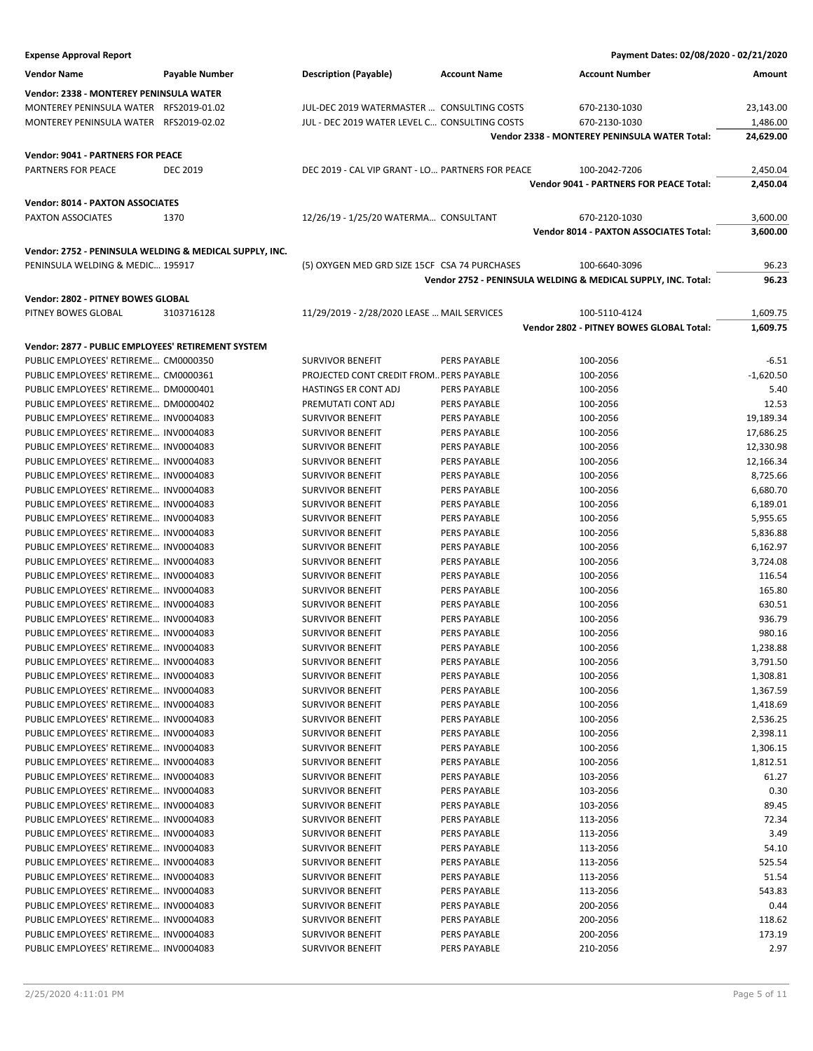**Expense Approval Report** — Payment Dates: 02/08/2020 - 02/21/2020

| Vendor Name | Payable Number | Description (Payable) | Account Name | Account Number | Amount |
|---|---|---|---|---|---|
| **Vendor: 2338 - MONTEREY PENINSULA WATER** | | | | | |
| MONTEREY PENINSULA WATER | RFS2019-01.02 | JUL-DEC 2019 WATERMASTER … | CONSULTING COSTS | 670-2130-1030 | 23,143.00 |
| MONTEREY PENINSULA WATER | RFS2019-02.02 | JUL - DEC 2019 WATER LEVEL C… | CONSULTING COSTS | 670-2130-1030 | 1,486.00 |
| | | | | **Vendor 2338 - MONTEREY PENINSULA WATER Total:** | **24,629.00** |
| **Vendor: 9041 - PARTNERS FOR PEACE** | | | | | |
| PARTNERS FOR PEACE | DEC 2019 | DEC 2019 - CAL VIP GRANT - LO… | PARTNERS FOR PEACE | 100-2042-7206 | 2,450.04 |
| | | | | **Vendor 9041 - PARTNERS FOR PEACE Total:** | **2,450.04** |
| **Vendor: 8014 - PAXTON ASSOCIATES** | | | | | |
| PAXTON ASSOCIATES | 1370 | 12/26/19 - 1/25/20 WATERMA… | CONSULTANT | 670-2120-1030 | 3,600.00 |
| | | | | **Vendor 8014 - PAXTON ASSOCIATES Total:** | **3,600.00** |
| **Vendor: 2752 - PENINSULA WELDING & MEDICAL SUPPLY, INC.** | | | | | |
| PENINSULA WELDING & MEDIC… | 195917 | (5) OXYGEN MED GRD SIZE 15CF | CSA 74 PURCHASES | 100-6640-3096 | 96.23 |
| | | | | **Vendor 2752 - PENINSULA WELDING & MEDICAL SUPPLY, INC. Total:** | **96.23** |
| **Vendor: 2802 - PITNEY BOWES GLOBAL** | | | | | |
| PITNEY BOWES GLOBAL | 3103716128 | 11/29/2019 - 2/28/2020 LEASE … | MAIL SERVICES | 100-5110-4124 | 1,609.75 |
| | | | | **Vendor 2802 - PITNEY BOWES GLOBAL Total:** | **1,609.75** |
| **Vendor: 2877 - PUBLIC EMPLOYEES' RETIREMENT SYSTEM** | | | | | |
| PUBLIC EMPLOYEES' RETIREME… | CM0000350 | SURVIVOR BENEFIT | PERS PAYABLE | 100-2056 | -6.51 |
| PUBLIC EMPLOYEES' RETIREME… | CM0000361 | PROJECTED CONT CREDIT FROM… | PERS PAYABLE | 100-2056 | -1,620.50 |
| PUBLIC EMPLOYEES' RETIREME… | DM0000401 | HASTINGS ER CONT ADJ | PERS PAYABLE | 100-2056 | 5.40 |
| PUBLIC EMPLOYEES' RETIREME… | DM0000402 | PREMUTATI CONT ADJ | PERS PAYABLE | 100-2056 | 12.53 |
| PUBLIC EMPLOYEES' RETIREME… | INV0004083 | SURVIVOR BENEFIT | PERS PAYABLE | 100-2056 | 19,189.34 |
| PUBLIC EMPLOYEES' RETIREME… | INV0004083 | SURVIVOR BENEFIT | PERS PAYABLE | 100-2056 | 17,686.25 |
| PUBLIC EMPLOYEES' RETIREME… | INV0004083 | SURVIVOR BENEFIT | PERS PAYABLE | 100-2056 | 12,330.98 |
| PUBLIC EMPLOYEES' RETIREME… | INV0004083 | SURVIVOR BENEFIT | PERS PAYABLE | 100-2056 | 12,166.34 |
| PUBLIC EMPLOYEES' RETIREME… | INV0004083 | SURVIVOR BENEFIT | PERS PAYABLE | 100-2056 | 8,725.66 |
| PUBLIC EMPLOYEES' RETIREME… | INV0004083 | SURVIVOR BENEFIT | PERS PAYABLE | 100-2056 | 6,680.70 |
| PUBLIC EMPLOYEES' RETIREME… | INV0004083 | SURVIVOR BENEFIT | PERS PAYABLE | 100-2056 | 6,189.01 |
| PUBLIC EMPLOYEES' RETIREME… | INV0004083 | SURVIVOR BENEFIT | PERS PAYABLE | 100-2056 | 5,955.65 |
| PUBLIC EMPLOYEES' RETIREME… | INV0004083 | SURVIVOR BENEFIT | PERS PAYABLE | 100-2056 | 5,836.88 |
| PUBLIC EMPLOYEES' RETIREME… | INV0004083 | SURVIVOR BENEFIT | PERS PAYABLE | 100-2056 | 6,162.97 |
| PUBLIC EMPLOYEES' RETIREME… | INV0004083 | SURVIVOR BENEFIT | PERS PAYABLE | 100-2056 | 3,724.08 |
| PUBLIC EMPLOYEES' RETIREME… | INV0004083 | SURVIVOR BENEFIT | PERS PAYABLE | 100-2056 | 116.54 |
| PUBLIC EMPLOYEES' RETIREME… | INV0004083 | SURVIVOR BENEFIT | PERS PAYABLE | 100-2056 | 165.80 |
| PUBLIC EMPLOYEES' RETIREME… | INV0004083 | SURVIVOR BENEFIT | PERS PAYABLE | 100-2056 | 630.51 |
| PUBLIC EMPLOYEES' RETIREME… | INV0004083 | SURVIVOR BENEFIT | PERS PAYABLE | 100-2056 | 936.79 |
| PUBLIC EMPLOYEES' RETIREME… | INV0004083 | SURVIVOR BENEFIT | PERS PAYABLE | 100-2056 | 980.16 |
| PUBLIC EMPLOYEES' RETIREME… | INV0004083 | SURVIVOR BENEFIT | PERS PAYABLE | 100-2056 | 1,238.88 |
| PUBLIC EMPLOYEES' RETIREME… | INV0004083 | SURVIVOR BENEFIT | PERS PAYABLE | 100-2056 | 3,791.50 |
| PUBLIC EMPLOYEES' RETIREME… | INV0004083 | SURVIVOR BENEFIT | PERS PAYABLE | 100-2056 | 1,308.81 |
| PUBLIC EMPLOYEES' RETIREME… | INV0004083 | SURVIVOR BENEFIT | PERS PAYABLE | 100-2056 | 1,367.59 |
| PUBLIC EMPLOYEES' RETIREME… | INV0004083 | SURVIVOR BENEFIT | PERS PAYABLE | 100-2056 | 1,418.69 |
| PUBLIC EMPLOYEES' RETIREME… | INV0004083 | SURVIVOR BENEFIT | PERS PAYABLE | 100-2056 | 2,536.25 |
| PUBLIC EMPLOYEES' RETIREME… | INV0004083 | SURVIVOR BENEFIT | PERS PAYABLE | 100-2056 | 2,398.11 |
| PUBLIC EMPLOYEES' RETIREME… | INV0004083 | SURVIVOR BENEFIT | PERS PAYABLE | 100-2056 | 1,306.15 |
| PUBLIC EMPLOYEES' RETIREME… | INV0004083 | SURVIVOR BENEFIT | PERS PAYABLE | 100-2056 | 1,812.51 |
| PUBLIC EMPLOYEES' RETIREME… | INV0004083 | SURVIVOR BENEFIT | PERS PAYABLE | 103-2056 | 61.27 |
| PUBLIC EMPLOYEES' RETIREME… | INV0004083 | SURVIVOR BENEFIT | PERS PAYABLE | 103-2056 | 0.30 |
| PUBLIC EMPLOYEES' RETIREME… | INV0004083 | SURVIVOR BENEFIT | PERS PAYABLE | 103-2056 | 89.45 |
| PUBLIC EMPLOYEES' RETIREME… | INV0004083 | SURVIVOR BENEFIT | PERS PAYABLE | 113-2056 | 72.34 |
| PUBLIC EMPLOYEES' RETIREME… | INV0004083 | SURVIVOR BENEFIT | PERS PAYABLE | 113-2056 | 3.49 |
| PUBLIC EMPLOYEES' RETIREME… | INV0004083 | SURVIVOR BENEFIT | PERS PAYABLE | 113-2056 | 54.10 |
| PUBLIC EMPLOYEES' RETIREME… | INV0004083 | SURVIVOR BENEFIT | PERS PAYABLE | 113-2056 | 525.54 |
| PUBLIC EMPLOYEES' RETIREME… | INV0004083 | SURVIVOR BENEFIT | PERS PAYABLE | 113-2056 | 51.54 |
| PUBLIC EMPLOYEES' RETIREME… | INV0004083 | SURVIVOR BENEFIT | PERS PAYABLE | 113-2056 | 543.83 |
| PUBLIC EMPLOYEES' RETIREME… | INV0004083 | SURVIVOR BENEFIT | PERS PAYABLE | 200-2056 | 0.44 |
| PUBLIC EMPLOYEES' RETIREME… | INV0004083 | SURVIVOR BENEFIT | PERS PAYABLE | 200-2056 | 118.62 |
| PUBLIC EMPLOYEES' RETIREME… | INV0004083 | SURVIVOR BENEFIT | PERS PAYABLE | 200-2056 | 173.19 |
| PUBLIC EMPLOYEES' RETIREME… | INV0004083 | SURVIVOR BENEFIT | PERS PAYABLE | 210-2056 | 2.97 |

2/25/2020 4:11:01 PM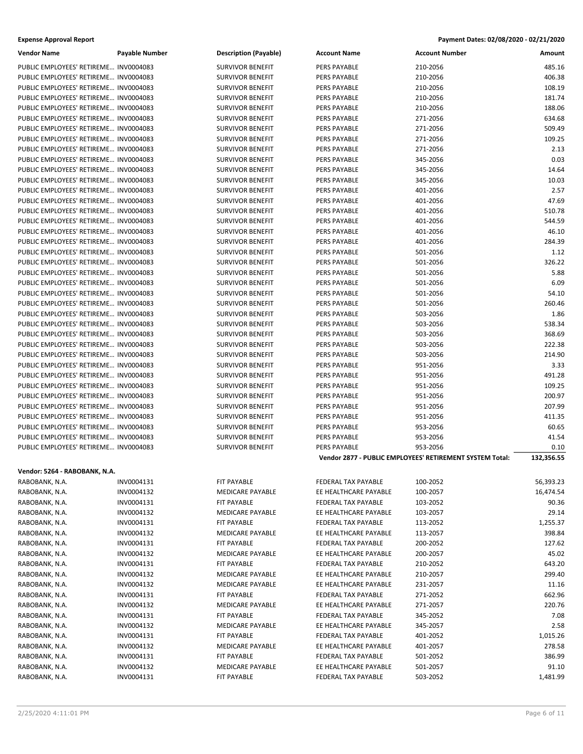**Expense Approval Report** — Payment Dates: 02/08/2020 - 02/21/2020

| Vendor Name | Payable Number | Description (Payable) | Account Name | Account Number | Amount |
|---|---|---|---|---|---|
| PUBLIC EMPLOYEES' RETIREME… | INV0004083 | SURVIVOR BENEFIT | PERS PAYABLE | 210-2056 | 485.16 |
| PUBLIC EMPLOYEES' RETIREME… | INV0004083 | SURVIVOR BENEFIT | PERS PAYABLE | 210-2056 | 406.38 |
| PUBLIC EMPLOYEES' RETIREME… | INV0004083 | SURVIVOR BENEFIT | PERS PAYABLE | 210-2056 | 108.19 |
| PUBLIC EMPLOYEES' RETIREME… | INV0004083 | SURVIVOR BENEFIT | PERS PAYABLE | 210-2056 | 181.74 |
| PUBLIC EMPLOYEES' RETIREME… | INV0004083 | SURVIVOR BENEFIT | PERS PAYABLE | 210-2056 | 188.06 |
| PUBLIC EMPLOYEES' RETIREME… | INV0004083 | SURVIVOR BENEFIT | PERS PAYABLE | 271-2056 | 634.68 |
| PUBLIC EMPLOYEES' RETIREME… | INV0004083 | SURVIVOR BENEFIT | PERS PAYABLE | 271-2056 | 509.49 |
| PUBLIC EMPLOYEES' RETIREME… | INV0004083 | SURVIVOR BENEFIT | PERS PAYABLE | 271-2056 | 109.25 |
| PUBLIC EMPLOYEES' RETIREME… | INV0004083 | SURVIVOR BENEFIT | PERS PAYABLE | 271-2056 | 2.13 |
| PUBLIC EMPLOYEES' RETIREME… | INV0004083 | SURVIVOR BENEFIT | PERS PAYABLE | 345-2056 | 0.03 |
| PUBLIC EMPLOYEES' RETIREME… | INV0004083 | SURVIVOR BENEFIT | PERS PAYABLE | 345-2056 | 14.64 |
| PUBLIC EMPLOYEES' RETIREME… | INV0004083 | SURVIVOR BENEFIT | PERS PAYABLE | 345-2056 | 10.03 |
| PUBLIC EMPLOYEES' RETIREME… | INV0004083 | SURVIVOR BENEFIT | PERS PAYABLE | 401-2056 | 2.57 |
| PUBLIC EMPLOYEES' RETIREME… | INV0004083 | SURVIVOR BENEFIT | PERS PAYABLE | 401-2056 | 47.69 |
| PUBLIC EMPLOYEES' RETIREME… | INV0004083 | SURVIVOR BENEFIT | PERS PAYABLE | 401-2056 | 510.78 |
| PUBLIC EMPLOYEES' RETIREME… | INV0004083 | SURVIVOR BENEFIT | PERS PAYABLE | 401-2056 | 544.59 |
| PUBLIC EMPLOYEES' RETIREME… | INV0004083 | SURVIVOR BENEFIT | PERS PAYABLE | 401-2056 | 46.10 |
| PUBLIC EMPLOYEES' RETIREME… | INV0004083 | SURVIVOR BENEFIT | PERS PAYABLE | 401-2056 | 284.39 |
| PUBLIC EMPLOYEES' RETIREME… | INV0004083 | SURVIVOR BENEFIT | PERS PAYABLE | 501-2056 | 1.12 |
| PUBLIC EMPLOYEES' RETIREME… | INV0004083 | SURVIVOR BENEFIT | PERS PAYABLE | 501-2056 | 326.22 |
| PUBLIC EMPLOYEES' RETIREME… | INV0004083 | SURVIVOR BENEFIT | PERS PAYABLE | 501-2056 | 5.88 |
| PUBLIC EMPLOYEES' RETIREME… | INV0004083 | SURVIVOR BENEFIT | PERS PAYABLE | 501-2056 | 6.09 |
| PUBLIC EMPLOYEES' RETIREME… | INV0004083 | SURVIVOR BENEFIT | PERS PAYABLE | 501-2056 | 54.10 |
| PUBLIC EMPLOYEES' RETIREME… | INV0004083 | SURVIVOR BENEFIT | PERS PAYABLE | 501-2056 | 260.46 |
| PUBLIC EMPLOYEES' RETIREME… | INV0004083 | SURVIVOR BENEFIT | PERS PAYABLE | 503-2056 | 1.86 |
| PUBLIC EMPLOYEES' RETIREME… | INV0004083 | SURVIVOR BENEFIT | PERS PAYABLE | 503-2056 | 538.34 |
| PUBLIC EMPLOYEES' RETIREME… | INV0004083 | SURVIVOR BENEFIT | PERS PAYABLE | 503-2056 | 368.69 |
| PUBLIC EMPLOYEES' RETIREME… | INV0004083 | SURVIVOR BENEFIT | PERS PAYABLE | 503-2056 | 222.38 |
| PUBLIC EMPLOYEES' RETIREME… | INV0004083 | SURVIVOR BENEFIT | PERS PAYABLE | 503-2056 | 214.90 |
| PUBLIC EMPLOYEES' RETIREME… | INV0004083 | SURVIVOR BENEFIT | PERS PAYABLE | 951-2056 | 3.33 |
| PUBLIC EMPLOYEES' RETIREME… | INV0004083 | SURVIVOR BENEFIT | PERS PAYABLE | 951-2056 | 491.28 |
| PUBLIC EMPLOYEES' RETIREME… | INV0004083 | SURVIVOR BENEFIT | PERS PAYABLE | 951-2056 | 109.25 |
| PUBLIC EMPLOYEES' RETIREME… | INV0004083 | SURVIVOR BENEFIT | PERS PAYABLE | 951-2056 | 200.97 |
| PUBLIC EMPLOYEES' RETIREME… | INV0004083 | SURVIVOR BENEFIT | PERS PAYABLE | 951-2056 | 207.99 |
| PUBLIC EMPLOYEES' RETIREME… | INV0004083 | SURVIVOR BENEFIT | PERS PAYABLE | 951-2056 | 411.35 |
| PUBLIC EMPLOYEES' RETIREME… | INV0004083 | SURVIVOR BENEFIT | PERS PAYABLE | 953-2056 | 60.65 |
| PUBLIC EMPLOYEES' RETIREME… | INV0004083 | SURVIVOR BENEFIT | PERS PAYABLE | 953-2056 | 41.54 |
| PUBLIC EMPLOYEES' RETIREME… | INV0004083 | SURVIVOR BENEFIT | PERS PAYABLE | 953-2056 | 0.10 |
| | | | **Vendor 2877 - PUBLIC EMPLOYEES' RETIREMENT SYSTEM Total:** | | **132,356.55** |

**Vendor: 5264 - RABOBANK, N.A.**

| Vendor Name | Payable Number | Description (Payable) | Account Name | Account Number | Amount |
|---|---|---|---|---|---|
| RABOBANK, N.A. | INV0004131 | FIT PAYABLE | FEDERAL TAX PAYABLE | 100-2052 | 56,393.23 |
| RABOBANK, N.A. | INV0004132 | MEDICARE PAYABLE | EE HEALTHCARE PAYABLE | 100-2057 | 16,474.54 |
| RABOBANK, N.A. | INV0004131 | FIT PAYABLE | FEDERAL TAX PAYABLE | 103-2052 | 90.36 |
| RABOBANK, N.A. | INV0004132 | MEDICARE PAYABLE | EE HEALTHCARE PAYABLE | 103-2057 | 29.14 |
| RABOBANK, N.A. | INV0004131 | FIT PAYABLE | FEDERAL TAX PAYABLE | 113-2052 | 1,255.37 |
| RABOBANK, N.A. | INV0004132 | MEDICARE PAYABLE | EE HEALTHCARE PAYABLE | 113-2057 | 398.84 |
| RABOBANK, N.A. | INV0004131 | FIT PAYABLE | FEDERAL TAX PAYABLE | 200-2052 | 127.62 |
| RABOBANK, N.A. | INV0004132 | MEDICARE PAYABLE | EE HEALTHCARE PAYABLE | 200-2057 | 45.02 |
| RABOBANK, N.A. | INV0004131 | FIT PAYABLE | FEDERAL TAX PAYABLE | 210-2052 | 643.20 |
| RABOBANK, N.A. | INV0004132 | MEDICARE PAYABLE | EE HEALTHCARE PAYABLE | 210-2057 | 299.40 |
| RABOBANK, N.A. | INV0004132 | MEDICARE PAYABLE | EE HEALTHCARE PAYABLE | 231-2057 | 11.16 |
| RABOBANK, N.A. | INV0004131 | FIT PAYABLE | FEDERAL TAX PAYABLE | 271-2052 | 662.96 |
| RABOBANK, N.A. | INV0004132 | MEDICARE PAYABLE | EE HEALTHCARE PAYABLE | 271-2057 | 220.76 |
| RABOBANK, N.A. | INV0004131 | FIT PAYABLE | FEDERAL TAX PAYABLE | 345-2052 | 7.08 |
| RABOBANK, N.A. | INV0004132 | MEDICARE PAYABLE | EE HEALTHCARE PAYABLE | 345-2057 | 2.58 |
| RABOBANK, N.A. | INV0004131 | FIT PAYABLE | FEDERAL TAX PAYABLE | 401-2052 | 1,015.26 |
| RABOBANK, N.A. | INV0004132 | MEDICARE PAYABLE | EE HEALTHCARE PAYABLE | 401-2057 | 278.58 |
| RABOBANK, N.A. | INV0004131 | FIT PAYABLE | FEDERAL TAX PAYABLE | 501-2052 | 386.99 |
| RABOBANK, N.A. | INV0004132 | MEDICARE PAYABLE | EE HEALTHCARE PAYABLE | 501-2057 | 91.10 |
| RABOBANK, N.A. | INV0004131 | FIT PAYABLE | FEDERAL TAX PAYABLE | 503-2052 | 1,481.99 |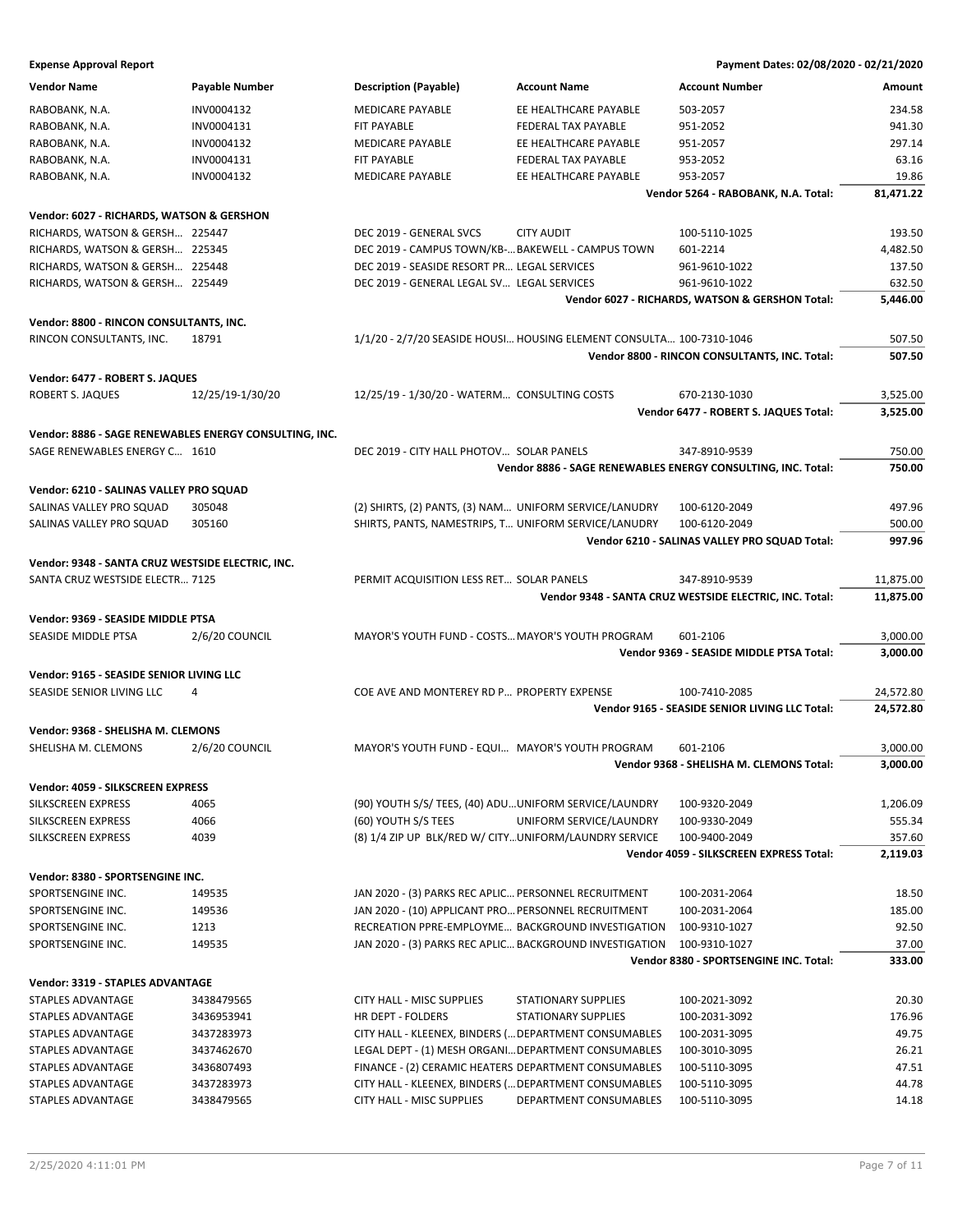**Expense Approval Report** — Payment Dates: 02/08/2020 - 02/21/2020

| Vendor Name | Payable Number | Description (Payable) | Account Name | Account Number | Amount |
|---|---|---|---|---|---|
| RABOBANK, N.A. | INV0004132 | MEDICARE PAYABLE | EE HEALTHCARE PAYABLE | 503-2057 | 234.58 |
| RABOBANK, N.A. | INV0004131 | FIT PAYABLE | FEDERAL TAX PAYABLE | 951-2052 | 941.30 |
| RABOBANK, N.A. | INV0004132 | MEDICARE PAYABLE | EE HEALTHCARE PAYABLE | 951-2057 | 297.14 |
| RABOBANK, N.A. | INV0004131 | FIT PAYABLE | FEDERAL TAX PAYABLE | 953-2052 | 63.16 |
| RABOBANK, N.A. | INV0004132 | MEDICARE PAYABLE | EE HEALTHCARE PAYABLE | 953-2057 | 19.86 |
| | | | | **Vendor 5264 - RABOBANK, N.A. Total:** | **81,471.22** |
| **Vendor: 6027 - RICHARDS, WATSON & GERSHON** | | | | | |
| RICHARDS, WATSON & GERSH… | 225447 | DEC 2019 - GENERAL SVCS | CITY AUDIT | 100-5110-1025 | 193.50 |
| RICHARDS, WATSON & GERSH… | 225345 | DEC 2019 - CAMPUS TOWN/KB-… | BAKEWELL - CAMPUS TOWN | 601-2214 | 4,482.50 |
| RICHARDS, WATSON & GERSH… | 225448 | DEC 2019 - SEASIDE RESORT PR… | LEGAL SERVICES | 961-9610-1022 | 137.50 |
| RICHARDS, WATSON & GERSH… | 225449 | DEC 2019 - GENERAL LEGAL SV… | LEGAL SERVICES | 961-9610-1022 | 632.50 |
| | | | | **Vendor 6027 - RICHARDS, WATSON & GERSHON Total:** | **5,446.00** |
| **Vendor: 8800 - RINCON CONSULTANTS, INC.** | | | | | |
| RINCON CONSULTANTS, INC. | 18791 | 1/1/20 - 2/7/20 SEASIDE HOUSI… | HOUSING ELEMENT CONSULTA… | 100-7310-1046 | 507.50 |
| | | | | **Vendor 8800 - RINCON CONSULTANTS, INC. Total:** | **507.50** |
| **Vendor: 6477 - ROBERT S. JAQUES** | | | | | |
| ROBERT S. JAQUES | 12/25/19-1/30/20 | 12/25/19 - 1/30/20 - WATERM… | CONSULTING COSTS | 670-2130-1030 | 3,525.00 |
| | | | | **Vendor 6477 - ROBERT S. JAQUES Total:** | **3,525.00** |
| **Vendor: 8886 - SAGE RENEWABLES ENERGY CONSULTING, INC.** | | | | | |
| SAGE RENEWABLES ENERGY C… | 1610 | DEC 2019 - CITY HALL PHOTOV… | SOLAR PANELS | 347-8910-9539 | 750.00 |
| | | | | **Vendor 8886 - SAGE RENEWABLES ENERGY CONSULTING, INC. Total:** | **750.00** |
| **Vendor: 6210 - SALINAS VALLEY PRO SQUAD** | | | | | |
| SALINAS VALLEY PRO SQUAD | 305048 | (2) SHIRTS, (2) PANTS, (3) NAM… | UNIFORM SERVICE/LANUDRY | 100-6120-2049 | 497.96 |
| SALINAS VALLEY PRO SQUAD | 305160 | SHIRTS, PANTS, NAMESTRIPS, T… | UNIFORM SERVICE/LANUDRY | 100-6120-2049 | 500.00 |
| | | | | **Vendor 6210 - SALINAS VALLEY PRO SQUAD Total:** | **997.96** |
| **Vendor: 9348 - SANTA CRUZ WESTSIDE ELECTRIC, INC.** | | | | | |
| SANTA CRUZ WESTSIDE ELECTR… | 7125 | PERMIT ACQUISITION LESS RET… | SOLAR PANELS | 347-8910-9539 | 11,875.00 |
| | | | | **Vendor 9348 - SANTA CRUZ WESTSIDE ELECTRIC, INC. Total:** | **11,875.00** |
| **Vendor: 9369 - SEASIDE MIDDLE PTSA** | | | | | |
| SEASIDE MIDDLE PTSA | 2/6/20 COUNCIL | MAYOR'S YOUTH FUND - COSTS… | MAYOR'S YOUTH PROGRAM | 601-2106 | 3,000.00 |
| | | | | **Vendor 9369 - SEASIDE MIDDLE PTSA Total:** | **3,000.00** |
| **Vendor: 9165 - SEASIDE SENIOR LIVING LLC** | | | | | |
| SEASIDE SENIOR LIVING LLC | 4 | COE AVE AND MONTEREY RD P… | PROPERTY EXPENSE | 100-7410-2085 | 24,572.80 |
| | | | | **Vendor 9165 - SEASIDE SENIOR LIVING LLC Total:** | **24,572.80** |
| **Vendor: 9368 - SHELISHA M. CLEMONS** | | | | | |
| SHELISHA M. CLEMONS | 2/6/20 COUNCIL | MAYOR'S YOUTH FUND - EQUI… | MAYOR'S YOUTH PROGRAM | 601-2106 | 3,000.00 |
| | | | | **Vendor 9368 - SHELISHA M. CLEMONS Total:** | **3,000.00** |
| **Vendor: 4059 - SILKSCREEN EXPRESS** | | | | | |
| SILKSCREEN EXPRESS | 4065 | (90) YOUTH S/S/ TEES, (40) ADU… | UNIFORM SERVICE/LAUNDRY | 100-9320-2049 | 1,206.09 |
| SILKSCREEN EXPRESS | 4066 | (60) YOUTH S/S TEES | UNIFORM SERVICE/LAUNDRY | 100-9330-2049 | 555.34 |
| SILKSCREEN EXPRESS | 4039 | (8) 1/4 ZIP UP BLK/RED W/ CITY… | UNIFORM/LAUNDRY SERVICE | 100-9400-2049 | 357.60 |
| | | | | **Vendor 4059 - SILKSCREEN EXPRESS Total:** | **2,119.03** |
| **Vendor: 8380 - SPORTSENGINE INC.** | | | | | |
| SPORTSENGINE INC. | 149535 | JAN 2020 - (3) PARKS REC APLIC… | PERSONNEL RECRUITMENT | 100-2031-2064 | 18.50 |
| SPORTSENGINE INC. | 149536 | JAN 2020 - (10) APPLICANT PRO… | PERSONNEL RECRUITMENT | 100-2031-2064 | 185.00 |
| SPORTSENGINE INC. | 1213 | RECREATION PPRE-EMPLOYME… | BACKGROUND INVESTIGATION | 100-9310-1027 | 92.50 |
| SPORTSENGINE INC. | 149535 | JAN 2020 - (3) PARKS REC APLIC… | BACKGROUND INVESTIGATION | 100-9310-1027 | 37.00 |
| | | | | **Vendor 8380 - SPORTSENGINE INC. Total:** | **333.00** |
| **Vendor: 3319 - STAPLES ADVANTAGE** | | | | | |
| STAPLES ADVANTAGE | 3438479565 | CITY HALL - MISC SUPPLIES | STATIONARY SUPPLIES | 100-2021-3092 | 20.30 |
| STAPLES ADVANTAGE | 3436953941 | HR DEPT - FOLDERS | STATIONARY SUPPLIES | 100-2031-3092 | 176.96 |
| STAPLES ADVANTAGE | 3437283973 | CITY HALL - KLEENEX, BINDERS (… | DEPARTMENT CONSUMABLES | 100-2031-3095 | 49.75 |
| STAPLES ADVANTAGE | 3437462670 | LEGAL DEPT - (1) MESH ORGANI… | DEPARTMENT CONSUMABLES | 100-3010-3095 | 26.21 |
| STAPLES ADVANTAGE | 3436807493 | FINANCE - (2) CERAMIC HEATERS | DEPARTMENT CONSUMABLES | 100-5110-3095 | 47.51 |
| STAPLES ADVANTAGE | 3437283973 | CITY HALL - KLEENEX, BINDERS (… | DEPARTMENT CONSUMABLES | 100-5110-3095 | 44.78 |
| STAPLES ADVANTAGE | 3438479565 | CITY HALL - MISC SUPPLIES | DEPARTMENT CONSUMABLES | 100-5110-3095 | 14.18 |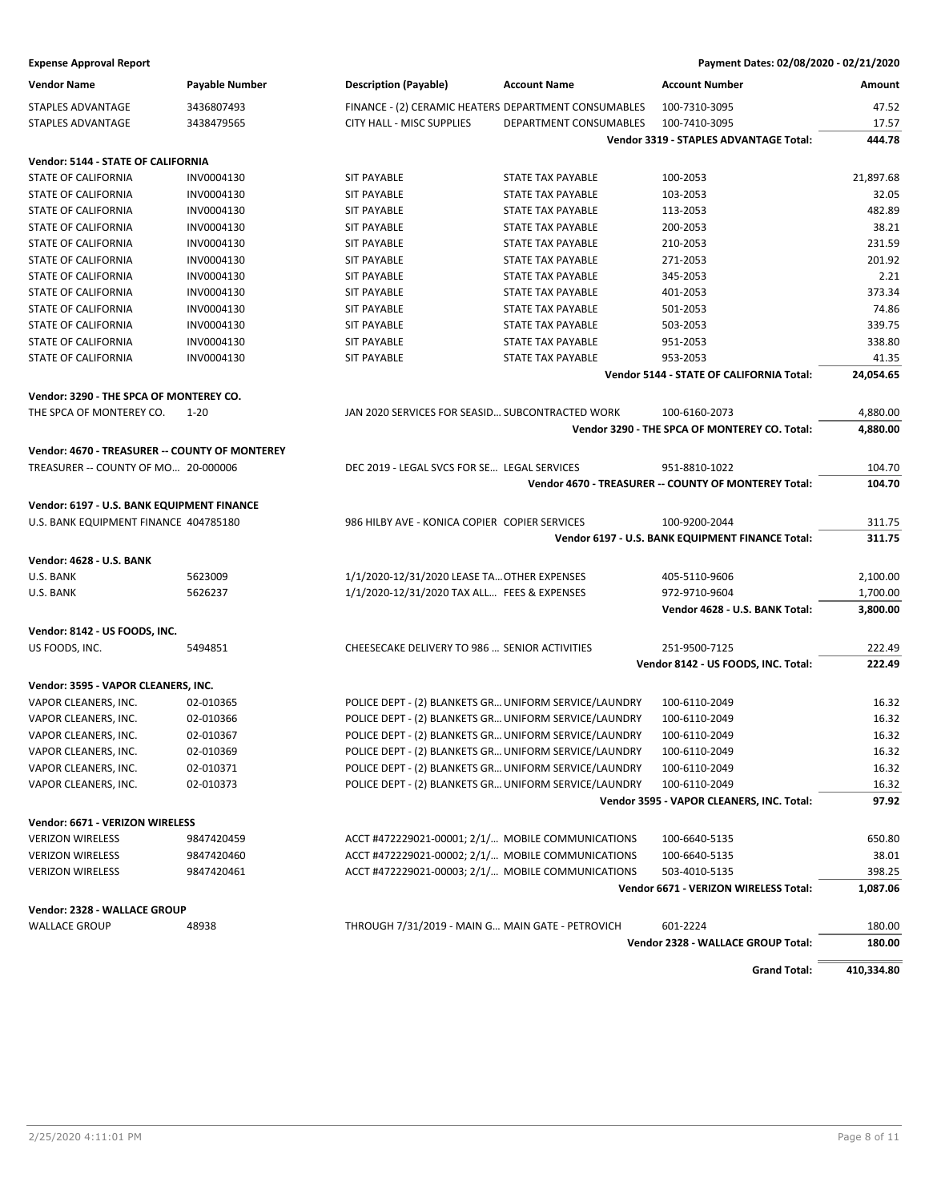**Expense Approval Report** — Payment Dates: 02/08/2020 - 02/21/2020

| Vendor Name | Payable Number | Description (Payable) | Account Name | Account Number | Amount |
|---|---|---|---|---|---|
| STAPLES ADVANTAGE | 3436807493 | FINANCE - (2) CERAMIC HEATERS | DEPARTMENT CONSUMABLES | 100-7310-3095 | 47.52 |
| STAPLES ADVANTAGE | 3438479565 | CITY HALL - MISC SUPPLIES | DEPARTMENT CONSUMABLES | 100-7410-3095 | 17.57 |
| | | | | **Vendor 3319 - STAPLES ADVANTAGE Total:** | **444.78** |
| **Vendor: 5144 - STATE OF CALIFORNIA** | | | | | |
| STATE OF CALIFORNIA | INV0004130 | SIT PAYABLE | STATE TAX PAYABLE | 100-2053 | 21,897.68 |
| STATE OF CALIFORNIA | INV0004130 | SIT PAYABLE | STATE TAX PAYABLE | 103-2053 | 32.05 |
| STATE OF CALIFORNIA | INV0004130 | SIT PAYABLE | STATE TAX PAYABLE | 113-2053 | 482.89 |
| STATE OF CALIFORNIA | INV0004130 | SIT PAYABLE | STATE TAX PAYABLE | 200-2053 | 38.21 |
| STATE OF CALIFORNIA | INV0004130 | SIT PAYABLE | STATE TAX PAYABLE | 210-2053 | 231.59 |
| STATE OF CALIFORNIA | INV0004130 | SIT PAYABLE | STATE TAX PAYABLE | 271-2053 | 201.92 |
| STATE OF CALIFORNIA | INV0004130 | SIT PAYABLE | STATE TAX PAYABLE | 345-2053 | 2.21 |
| STATE OF CALIFORNIA | INV0004130 | SIT PAYABLE | STATE TAX PAYABLE | 401-2053 | 373.34 |
| STATE OF CALIFORNIA | INV0004130 | SIT PAYABLE | STATE TAX PAYABLE | 501-2053 | 74.86 |
| STATE OF CALIFORNIA | INV0004130 | SIT PAYABLE | STATE TAX PAYABLE | 503-2053 | 339.75 |
| STATE OF CALIFORNIA | INV0004130 | SIT PAYABLE | STATE TAX PAYABLE | 951-2053 | 338.80 |
| STATE OF CALIFORNIA | INV0004130 | SIT PAYABLE | STATE TAX PAYABLE | 953-2053 | 41.35 |
| | | | | **Vendor 5144 - STATE OF CALIFORNIA Total:** | **24,054.65** |
| **Vendor: 3290 - THE SPCA OF MONTEREY CO.** | | | | | |
| THE SPCA OF MONTEREY CO. | 1-20 | JAN 2020 SERVICES FOR SEASID… | SUBCONTRACTED WORK | 100-6160-2073 | 4,880.00 |
| | | | | **Vendor 3290 - THE SPCA OF MONTEREY CO. Total:** | **4,880.00** |
| **Vendor: 4670 - TREASURER -- COUNTY OF MONTEREY** | | | | | |
| TREASURER -- COUNTY OF MO… | 20-000006 | DEC 2019 - LEGAL SVCS FOR SE… | LEGAL SERVICES | 951-8810-1022 | 104.70 |
| | | | | **Vendor 4670 - TREASURER -- COUNTY OF MONTEREY Total:** | **104.70** |
| **Vendor: 6197 - U.S. BANK EQUIPMENT FINANCE** | | | | | |
| U.S. BANK EQUIPMENT FINANCE | 404785180 | 986 HILBY AVE - KONICA COPIER | COPIER SERVICES | 100-9200-2044 | 311.75 |
| | | | | **Vendor 6197 - U.S. BANK EQUIPMENT FINANCE Total:** | **311.75** |
| **Vendor: 4628 - U.S. BANK** | | | | | |
| U.S. BANK | 5623009 | 1/1/2020-12/31/2020 LEASE TA… | OTHER EXPENSES | 405-5110-9606 | 2,100.00 |
| U.S. BANK | 5626237 | 1/1/2020-12/31/2020 TAX ALL… | FEES & EXPENSES | 972-9710-9604 | 1,700.00 |
| | | | | **Vendor 4628 - U.S. BANK Total:** | **3,800.00** |
| **Vendor: 8142 - US FOODS, INC.** | | | | | |
| US FOODS, INC. | 5494851 | CHEESECAKE DELIVERY TO 986 … | SENIOR ACTIVITIES | 251-9500-7125 | 222.49 |
| | | | | **Vendor 8142 - US FOODS, INC. Total:** | **222.49** |
| **Vendor: 3595 - VAPOR CLEANERS, INC.** | | | | | |
| VAPOR CLEANERS, INC. | 02-010365 | POLICE DEPT - (2) BLANKETS GR… | UNIFORM SERVICE/LAUNDRY | 100-6110-2049 | 16.32 |
| VAPOR CLEANERS, INC. | 02-010366 | POLICE DEPT - (2) BLANKETS GR… | UNIFORM SERVICE/LAUNDRY | 100-6110-2049 | 16.32 |
| VAPOR CLEANERS, INC. | 02-010367 | POLICE DEPT - (2) BLANKETS GR… | UNIFORM SERVICE/LAUNDRY | 100-6110-2049 | 16.32 |
| VAPOR CLEANERS, INC. | 02-010369 | POLICE DEPT - (2) BLANKETS GR… | UNIFORM SERVICE/LAUNDRY | 100-6110-2049 | 16.32 |
| VAPOR CLEANERS, INC. | 02-010371 | POLICE DEPT - (2) BLANKETS GR… | UNIFORM SERVICE/LAUNDRY | 100-6110-2049 | 16.32 |
| VAPOR CLEANERS, INC. | 02-010373 | POLICE DEPT - (2) BLANKETS GR… | UNIFORM SERVICE/LAUNDRY | 100-6110-2049 | 16.32 |
| | | | | **Vendor 3595 - VAPOR CLEANERS, INC. Total:** | **97.92** |
| **Vendor: 6671 - VERIZON WIRELESS** | | | | | |
| VERIZON WIRELESS | 9847420459 | ACCT #472229021-00001; 2/1/… | MOBILE COMMUNICATIONS | 100-6640-5135 | 650.80 |
| VERIZON WIRELESS | 9847420460 | ACCT #472229021-00002; 2/1/… | MOBILE COMMUNICATIONS | 100-6640-5135 | 38.01 |
| VERIZON WIRELESS | 9847420461 | ACCT #472229021-00003; 2/1/… | MOBILE COMMUNICATIONS | 503-4010-5135 | 398.25 |
| | | | | **Vendor 6671 - VERIZON WIRELESS Total:** | **1,087.06** |
| **Vendor: 2328 - WALLACE GROUP** | | | | | |
| WALLACE GROUP | 48938 | THROUGH 7/31/2019 - MAIN G… | MAIN GATE - PETROVICH | 601-2224 | 180.00 |
| | | | | **Vendor 2328 - WALLACE GROUP Total:** | **180.00** |
| | | | | **Grand Total:** | **410,334.80** |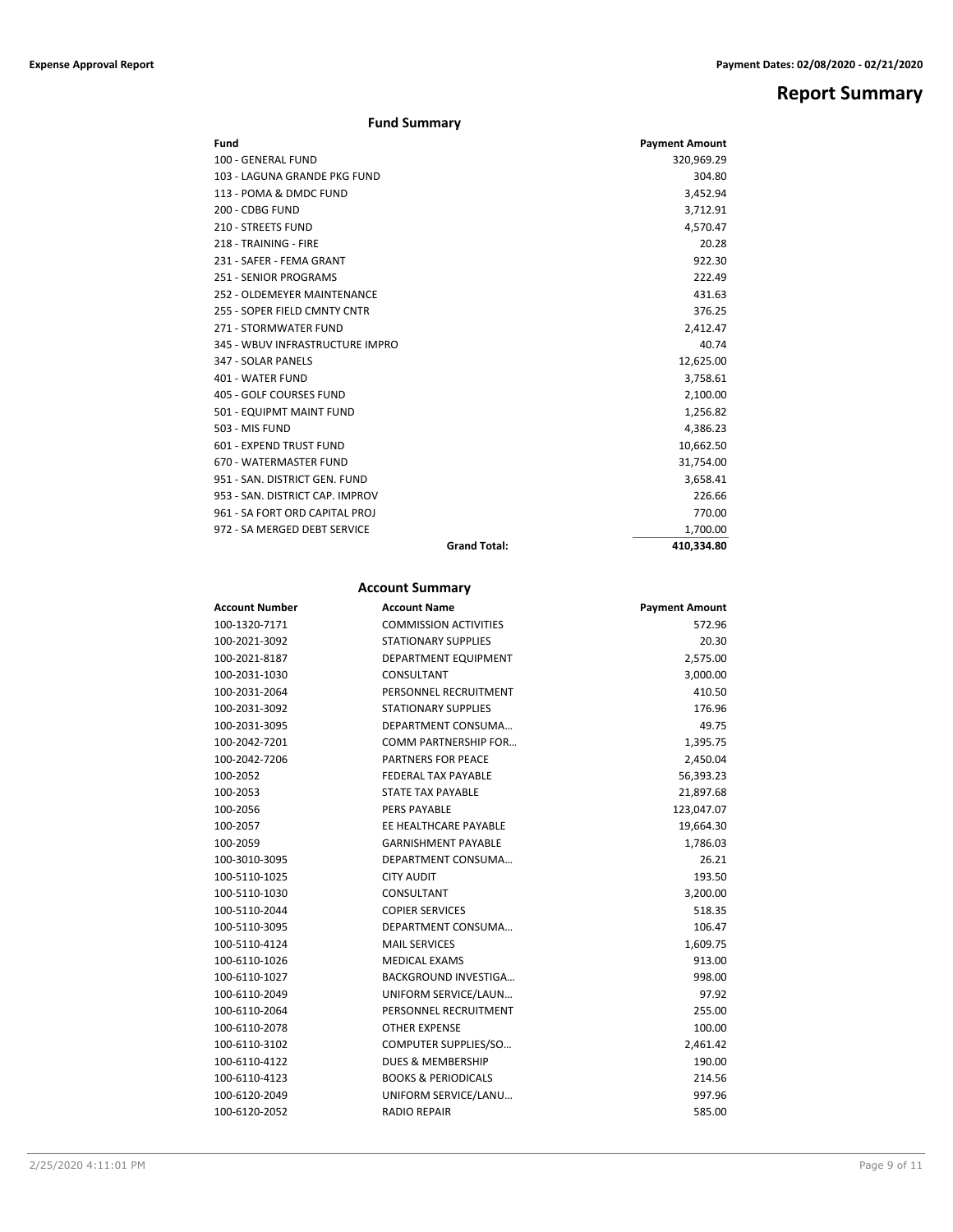# Report Summary

## Fund Summary

| Fund | Payment Amount |
|---|---|
| 100 - GENERAL FUND | 320,969.29 |
| 103 - LAGUNA GRANDE PKG FUND | 304.80 |
| 113 - POMA & DMDC FUND | 3,452.94 |
| 200 - CDBG FUND | 3,712.91 |
| 210 - STREETS FUND | 4,570.47 |
| 218 - TRAINING - FIRE | 20.28 |
| 231 - SAFER - FEMA GRANT | 922.30 |
| 251 - SENIOR PROGRAMS | 222.49 |
| 252 - OLDEMEYER MAINTENANCE | 431.63 |
| 255 - SOPER FIELD CMNTY CNTR | 376.25 |
| 271 - STORMWATER FUND | 2,412.47 |
| 345 - WBUV INFRASTRUCTURE IMPRO | 40.74 |
| 347 - SOLAR PANELS | 12,625.00 |
| 401 - WATER FUND | 3,758.61 |
| 405 - GOLF COURSES FUND | 2,100.00 |
| 501 - EQUIPMT MAINT FUND | 1,256.82 |
| 503 - MIS FUND | 4,386.23 |
| 601 - EXPEND TRUST FUND | 10,662.50 |
| 670 - WATERMASTER FUND | 31,754.00 |
| 951 - SAN. DISTRICT GEN. FUND | 3,658.41 |
| 953 - SAN. DISTRICT CAP. IMPROV | 226.66 |
| 961 - SA FORT ORD CAPITAL PROJ | 770.00 |
| 972 - SA MERGED DEBT SERVICE | 1,700.00 |
| **Grand Total:** | **410,334.80** |

## Account Summary

| Account Number | Account Name | Payment Amount |
|---|---|---|
| 100-1320-7171 | COMMISSION ACTIVITIES | 572.96 |
| 100-2021-3092 | STATIONARY SUPPLIES | 20.30 |
| 100-2021-8187 | DEPARTMENT EQUIPMENT | 2,575.00 |
| 100-2031-1030 | CONSULTANT | 3,000.00 |
| 100-2031-2064 | PERSONNEL RECRUITMENT | 410.50 |
| 100-2031-3092 | STATIONARY SUPPLIES | 176.96 |
| 100-2031-3095 | DEPARTMENT CONSUMA… | 49.75 |
| 100-2042-7201 | COMM PARTNERSHIP FOR… | 1,395.75 |
| 100-2042-7206 | PARTNERS FOR PEACE | 2,450.04 |
| 100-2052 | FEDERAL TAX PAYABLE | 56,393.23 |
| 100-2053 | STATE TAX PAYABLE | 21,897.68 |
| 100-2056 | PERS PAYABLE | 123,047.07 |
| 100-2057 | EE HEALTHCARE PAYABLE | 19,664.30 |
| 100-2059 | GARNISHMENT PAYABLE | 1,786.03 |
| 100-3010-3095 | DEPARTMENT CONSUMA… | 26.21 |
| 100-5110-1025 | CITY AUDIT | 193.50 |
| 100-5110-1030 | CONSULTANT | 3,200.00 |
| 100-5110-2044 | COPIER SERVICES | 518.35 |
| 100-5110-3095 | DEPARTMENT CONSUMA… | 106.47 |
| 100-5110-4124 | MAIL SERVICES | 1,609.75 |
| 100-6110-1026 | MEDICAL EXAMS | 913.00 |
| 100-6110-1027 | BACKGROUND INVESTIGA… | 998.00 |
| 100-6110-2049 | UNIFORM SERVICE/LAUN… | 97.92 |
| 100-6110-2064 | PERSONNEL RECRUITMENT | 255.00 |
| 100-6110-2078 | OTHER EXPENSE | 100.00 |
| 100-6110-3102 | COMPUTER SUPPLIES/SO… | 2,461.42 |
| 100-6110-4122 | DUES & MEMBERSHIP | 190.00 |
| 100-6110-4123 | BOOKS & PERIODICALS | 214.56 |
| 100-6120-2049 | UNIFORM SERVICE/LANU… | 997.96 |
| 100-6120-2052 | RADIO REPAIR | 585.00 |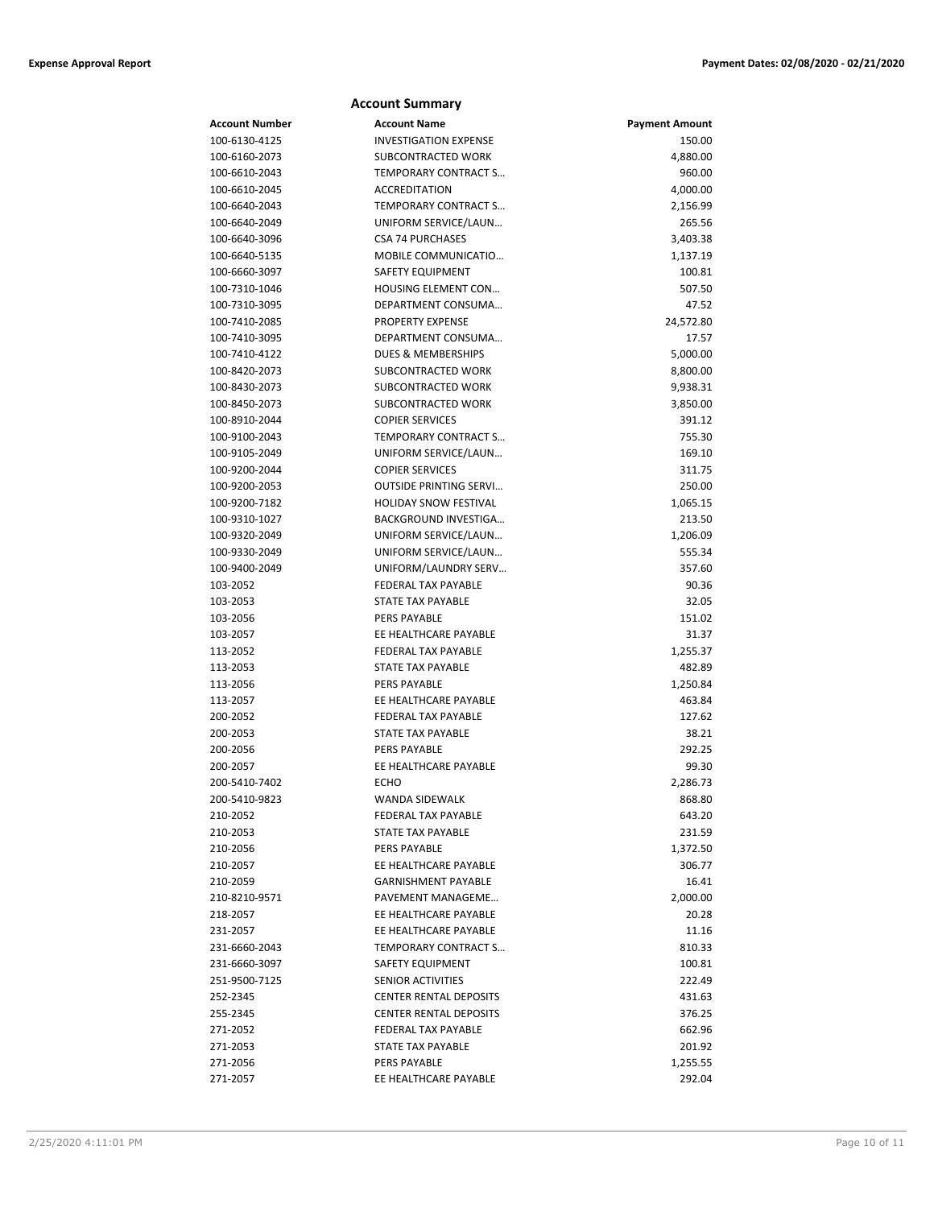## Account Summary

| Account Number | Account Name | Payment Amount |
| --- | --- | --- |
| 100-6130-4125 | INVESTIGATION EXPENSE | 150.00 |
| 100-6160-2073 | SUBCONTRACTED WORK | 4,880.00 |
| 100-6610-2043 | TEMPORARY CONTRACT S… | 960.00 |
| 100-6610-2045 | ACCREDITATION | 4,000.00 |
| 100-6640-2043 | TEMPORARY CONTRACT S… | 2,156.99 |
| 100-6640-2049 | UNIFORM SERVICE/LAUN… | 265.56 |
| 100-6640-3096 | CSA 74 PURCHASES | 3,403.38 |
| 100-6640-5135 | MOBILE COMMUNICATIO… | 1,137.19 |
| 100-6660-3097 | SAFETY EQUIPMENT | 100.81 |
| 100-7310-1046 | HOUSING ELEMENT CON… | 507.50 |
| 100-7310-3095 | DEPARTMENT CONSUMA… | 47.52 |
| 100-7410-2085 | PROPERTY EXPENSE | 24,572.80 |
| 100-7410-3095 | DEPARTMENT CONSUMA… | 17.57 |
| 100-7410-4122 | DUES & MEMBERSHIPS | 5,000.00 |
| 100-8420-2073 | SUBCONTRACTED WORK | 8,800.00 |
| 100-8430-2073 | SUBCONTRACTED WORK | 9,938.31 |
| 100-8450-2073 | SUBCONTRACTED WORK | 3,850.00 |
| 100-8910-2044 | COPIER SERVICES | 391.12 |
| 100-9100-2043 | TEMPORARY CONTRACT S… | 755.30 |
| 100-9105-2049 | UNIFORM SERVICE/LAUN… | 169.10 |
| 100-9200-2044 | COPIER SERVICES | 311.75 |
| 100-9200-2053 | OUTSIDE PRINTING SERVI… | 250.00 |
| 100-9200-7182 | HOLIDAY SNOW FESTIVAL | 1,065.15 |
| 100-9310-1027 | BACKGROUND INVESTIGA… | 213.50 |
| 100-9320-2049 | UNIFORM SERVICE/LAUN… | 1,206.09 |
| 100-9330-2049 | UNIFORM SERVICE/LAUN… | 555.34 |
| 100-9400-2049 | UNIFORM/LAUNDRY SERV… | 357.60 |
| 103-2052 | FEDERAL TAX PAYABLE | 90.36 |
| 103-2053 | STATE TAX PAYABLE | 32.05 |
| 103-2056 | PERS PAYABLE | 151.02 |
| 103-2057 | EE HEALTHCARE PAYABLE | 31.37 |
| 113-2052 | FEDERAL TAX PAYABLE | 1,255.37 |
| 113-2053 | STATE TAX PAYABLE | 482.89 |
| 113-2056 | PERS PAYABLE | 1,250.84 |
| 113-2057 | EE HEALTHCARE PAYABLE | 463.84 |
| 200-2052 | FEDERAL TAX PAYABLE | 127.62 |
| 200-2053 | STATE TAX PAYABLE | 38.21 |
| 200-2056 | PERS PAYABLE | 292.25 |
| 200-2057 | EE HEALTHCARE PAYABLE | 99.30 |
| 200-5410-7402 | ECHO | 2,286.73 |
| 200-5410-9823 | WANDA SIDEWALK | 868.80 |
| 210-2052 | FEDERAL TAX PAYABLE | 643.20 |
| 210-2053 | STATE TAX PAYABLE | 231.59 |
| 210-2056 | PERS PAYABLE | 1,372.50 |
| 210-2057 | EE HEALTHCARE PAYABLE | 306.77 |
| 210-2059 | GARNISHMENT PAYABLE | 16.41 |
| 210-8210-9571 | PAVEMENT MANAGEME… | 2,000.00 |
| 218-2057 | EE HEALTHCARE PAYABLE | 20.28 |
| 231-2057 | EE HEALTHCARE PAYABLE | 11.16 |
| 231-6660-2043 | TEMPORARY CONTRACT S… | 810.33 |
| 231-6660-3097 | SAFETY EQUIPMENT | 100.81 |
| 251-9500-7125 | SENIOR ACTIVITIES | 222.49 |
| 252-2345 | CENTER RENTAL DEPOSITS | 431.63 |
| 255-2345 | CENTER RENTAL DEPOSITS | 376.25 |
| 271-2052 | FEDERAL TAX PAYABLE | 662.96 |
| 271-2053 | STATE TAX PAYABLE | 201.92 |
| 271-2056 | PERS PAYABLE | 1,255.55 |
| 271-2057 | EE HEALTHCARE PAYABLE | 292.04 |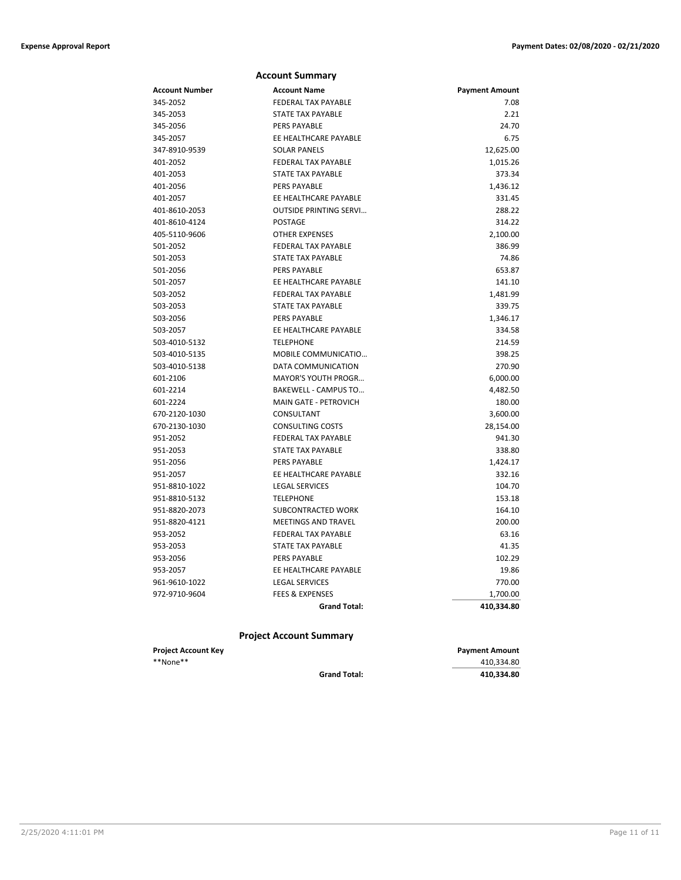## Account Summary

| Account Number | Account Name | Payment Amount |
|---|---|---|
| 345-2052 | FEDERAL TAX PAYABLE | 7.08 |
| 345-2053 | STATE TAX PAYABLE | 2.21 |
| 345-2056 | PERS PAYABLE | 24.70 |
| 345-2057 | EE HEALTHCARE PAYABLE | 6.75 |
| 347-8910-9539 | SOLAR PANELS | 12,625.00 |
| 401-2052 | FEDERAL TAX PAYABLE | 1,015.26 |
| 401-2053 | STATE TAX PAYABLE | 373.34 |
| 401-2056 | PERS PAYABLE | 1,436.12 |
| 401-2057 | EE HEALTHCARE PAYABLE | 331.45 |
| 401-8610-2053 | OUTSIDE PRINTING SERVI… | 288.22 |
| 401-8610-4124 | POSTAGE | 314.22 |
| 405-5110-9606 | OTHER EXPENSES | 2,100.00 |
| 501-2052 | FEDERAL TAX PAYABLE | 386.99 |
| 501-2053 | STATE TAX PAYABLE | 74.86 |
| 501-2056 | PERS PAYABLE | 653.87 |
| 501-2057 | EE HEALTHCARE PAYABLE | 141.10 |
| 503-2052 | FEDERAL TAX PAYABLE | 1,481.99 |
| 503-2053 | STATE TAX PAYABLE | 339.75 |
| 503-2056 | PERS PAYABLE | 1,346.17 |
| 503-2057 | EE HEALTHCARE PAYABLE | 334.58 |
| 503-4010-5132 | TELEPHONE | 214.59 |
| 503-4010-5135 | MOBILE COMMUNICATIO… | 398.25 |
| 503-4010-5138 | DATA COMMUNICATION | 270.90 |
| 601-2106 | MAYOR'S YOUTH PROGR… | 6,000.00 |
| 601-2214 | BAKEWELL - CAMPUS TO… | 4,482.50 |
| 601-2224 | MAIN GATE - PETROVICH | 180.00 |
| 670-2120-1030 | CONSULTANT | 3,600.00 |
| 670-2130-1030 | CONSULTING COSTS | 28,154.00 |
| 951-2052 | FEDERAL TAX PAYABLE | 941.30 |
| 951-2053 | STATE TAX PAYABLE | 338.80 |
| 951-2056 | PERS PAYABLE | 1,424.17 |
| 951-2057 | EE HEALTHCARE PAYABLE | 332.16 |
| 951-8810-1022 | LEGAL SERVICES | 104.70 |
| 951-8810-5132 | TELEPHONE | 153.18 |
| 951-8820-2073 | SUBCONTRACTED WORK | 164.10 |
| 951-8820-4121 | MEETINGS AND TRAVEL | 200.00 |
| 953-2052 | FEDERAL TAX PAYABLE | 63.16 |
| 953-2053 | STATE TAX PAYABLE | 41.35 |
| 953-2056 | PERS PAYABLE | 102.29 |
| 953-2057 | EE HEALTHCARE PAYABLE | 19.86 |
| 961-9610-1022 | LEGAL SERVICES | 770.00 |
| 972-9710-9604 | FEES & EXPENSES | 1,700.00 |
| | **Grand Total:** | **410,334.80** |

## Project Account Summary

| Project Account Key | | Payment Amount |
|---|---|---|
| **None** | | 410,334.80 |
| | **Grand Total:** | **410,334.80** |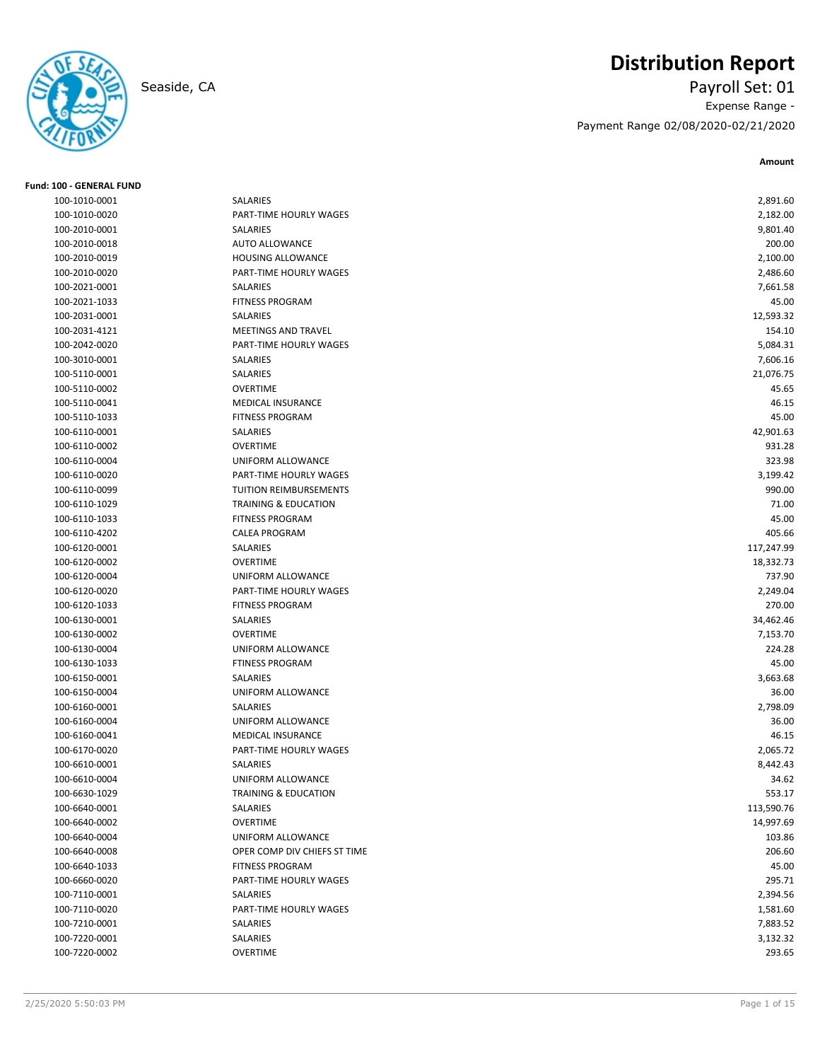# Distribution Report

Seaside, CA

Payroll Set: 01

Expense Range -

Payment Range 02/08/2020-02/21/2020

**Fund: 100 - GENERAL FUND**

| Account | Description | Amount |
|---|---|---|
| 100-1010-0001 | SALARIES | 2,891.60 |
| 100-1010-0020 | PART-TIME HOURLY WAGES | 2,182.00 |
| 100-2010-0001 | SALARIES | 9,801.40 |
| 100-2010-0018 | AUTO ALLOWANCE | 200.00 |
| 100-2010-0019 | HOUSING ALLOWANCE | 2,100.00 |
| 100-2010-0020 | PART-TIME HOURLY WAGES | 2,486.60 |
| 100-2021-0001 | SALARIES | 7,661.58 |
| 100-2021-1033 | FITNESS PROGRAM | 45.00 |
| 100-2031-0001 | SALARIES | 12,593.32 |
| 100-2031-4121 | MEETINGS AND TRAVEL | 154.10 |
| 100-2042-0020 | PART-TIME HOURLY WAGES | 5,084.31 |
| 100-3010-0001 | SALARIES | 7,606.16 |
| 100-5110-0001 | SALARIES | 21,076.75 |
| 100-5110-0002 | OVERTIME | 45.65 |
| 100-5110-0041 | MEDICAL INSURANCE | 46.15 |
| 100-5110-1033 | FITNESS PROGRAM | 45.00 |
| 100-6110-0001 | SALARIES | 42,901.63 |
| 100-6110-0002 | OVERTIME | 931.28 |
| 100-6110-0004 | UNIFORM ALLOWANCE | 323.98 |
| 100-6110-0020 | PART-TIME HOURLY WAGES | 3,199.42 |
| 100-6110-0099 | TUITION REIMBURSEMENTS | 990.00 |
| 100-6110-1029 | TRAINING & EDUCATION | 71.00 |
| 100-6110-1033 | FITNESS PROGRAM | 45.00 |
| 100-6110-4202 | CALEA PROGRAM | 405.66 |
| 100-6120-0001 | SALARIES | 117,247.99 |
| 100-6120-0002 | OVERTIME | 18,332.73 |
| 100-6120-0004 | UNIFORM ALLOWANCE | 737.90 |
| 100-6120-0020 | PART-TIME HOURLY WAGES | 2,249.04 |
| 100-6120-1033 | FITNESS PROGRAM | 270.00 |
| 100-6130-0001 | SALARIES | 34,462.46 |
| 100-6130-0002 | OVERTIME | 7,153.70 |
| 100-6130-0004 | UNIFORM ALLOWANCE | 224.28 |
| 100-6130-1033 | FTINESS PROGRAM | 45.00 |
| 100-6150-0001 | SALARIES | 3,663.68 |
| 100-6150-0004 | UNIFORM ALLOWANCE | 36.00 |
| 100-6160-0001 | SALARIES | 2,798.09 |
| 100-6160-0004 | UNIFORM ALLOWANCE | 36.00 |
| 100-6160-0041 | MEDICAL INSURANCE | 46.15 |
| 100-6170-0020 | PART-TIME HOURLY WAGES | 2,065.72 |
| 100-6610-0001 | SALARIES | 8,442.43 |
| 100-6610-0004 | UNIFORM ALLOWANCE | 34.62 |
| 100-6630-1029 | TRAINING & EDUCATION | 553.17 |
| 100-6640-0001 | SALARIES | 113,590.76 |
| 100-6640-0002 | OVERTIME | 14,997.69 |
| 100-6640-0004 | UNIFORM ALLOWANCE | 103.86 |
| 100-6640-0008 | OPER COMP DIV CHIEFS ST TIME | 206.60 |
| 100-6640-1033 | FITNESS PROGRAM | 45.00 |
| 100-6660-0020 | PART-TIME HOURLY WAGES | 295.71 |
| 100-7110-0001 | SALARIES | 2,394.56 |
| 100-7110-0020 | PART-TIME HOURLY WAGES | 1,581.60 |
| 100-7210-0001 | SALARIES | 7,883.52 |
| 100-7220-0001 | SALARIES | 3,132.32 |
| 100-7220-0002 | OVERTIME | 293.65 |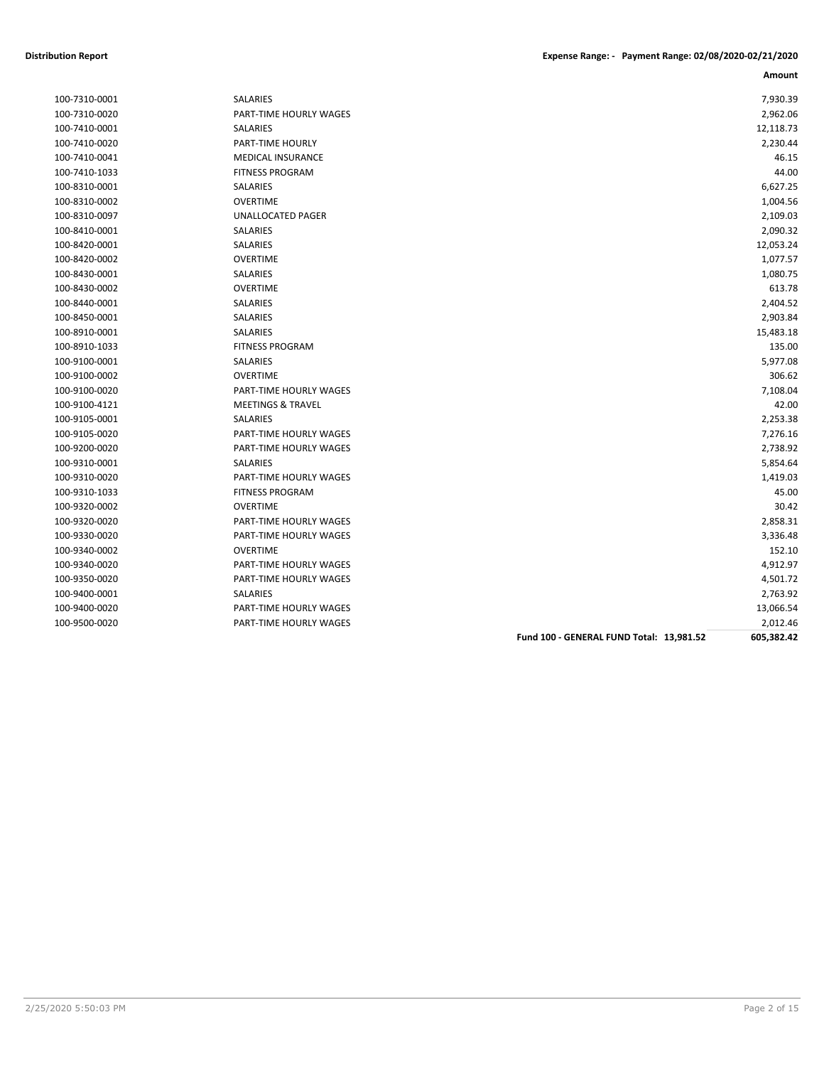| | | Amount |
|---|---|---|
| 100-7310-0001 | SALARIES | 7,930.39 |
| 100-7310-0020 | PART-TIME HOURLY WAGES | 2,962.06 |
| 100-7410-0001 | SALARIES | 12,118.73 |
| 100-7410-0020 | PART-TIME HOURLY | 2,230.44 |
| 100-7410-0041 | MEDICAL INSURANCE | 46.15 |
| 100-7410-1033 | FITNESS PROGRAM | 44.00 |
| 100-8310-0001 | SALARIES | 6,627.25 |
| 100-8310-0002 | OVERTIME | 1,004.56 |
| 100-8310-0097 | UNALLOCATED PAGER | 2,109.03 |
| 100-8410-0001 | SALARIES | 2,090.32 |
| 100-8420-0001 | SALARIES | 12,053.24 |
| 100-8420-0002 | OVERTIME | 1,077.57 |
| 100-8430-0001 | SALARIES | 1,080.75 |
| 100-8430-0002 | OVERTIME | 613.78 |
| 100-8440-0001 | SALARIES | 2,404.52 |
| 100-8450-0001 | SALARIES | 2,903.84 |
| 100-8910-0001 | SALARIES | 15,483.18 |
| 100-8910-1033 | FITNESS PROGRAM | 135.00 |
| 100-9100-0001 | SALARIES | 5,977.08 |
| 100-9100-0002 | OVERTIME | 306.62 |
| 100-9100-0020 | PART-TIME HOURLY WAGES | 7,108.04 |
| 100-9100-4121 | MEETINGS & TRAVEL | 42.00 |
| 100-9105-0001 | SALARIES | 2,253.38 |
| 100-9105-0020 | PART-TIME HOURLY WAGES | 7,276.16 |
| 100-9200-0020 | PART-TIME HOURLY WAGES | 2,738.92 |
| 100-9310-0001 | SALARIES | 5,854.64 |
| 100-9310-0020 | PART-TIME HOURLY WAGES | 1,419.03 |
| 100-9310-1033 | FITNESS PROGRAM | 45.00 |
| 100-9320-0002 | OVERTIME | 30.42 |
| 100-9320-0020 | PART-TIME HOURLY WAGES | 2,858.31 |
| 100-9330-0020 | PART-TIME HOURLY WAGES | 3,336.48 |
| 100-9340-0002 | OVERTIME | 152.10 |
| 100-9340-0020 | PART-TIME HOURLY WAGES | 4,912.97 |
| 100-9350-0020 | PART-TIME HOURLY WAGES | 4,501.72 |
| 100-9400-0001 | SALARIES | 2,763.92 |
| 100-9400-0020 | PART-TIME HOURLY WAGES | 13,066.54 |
| 100-9500-0020 | PART-TIME HOURLY WAGES | 2,012.46 |
| | **Fund 100 - GENERAL FUND Total: 13,981.52** | **605,382.42** |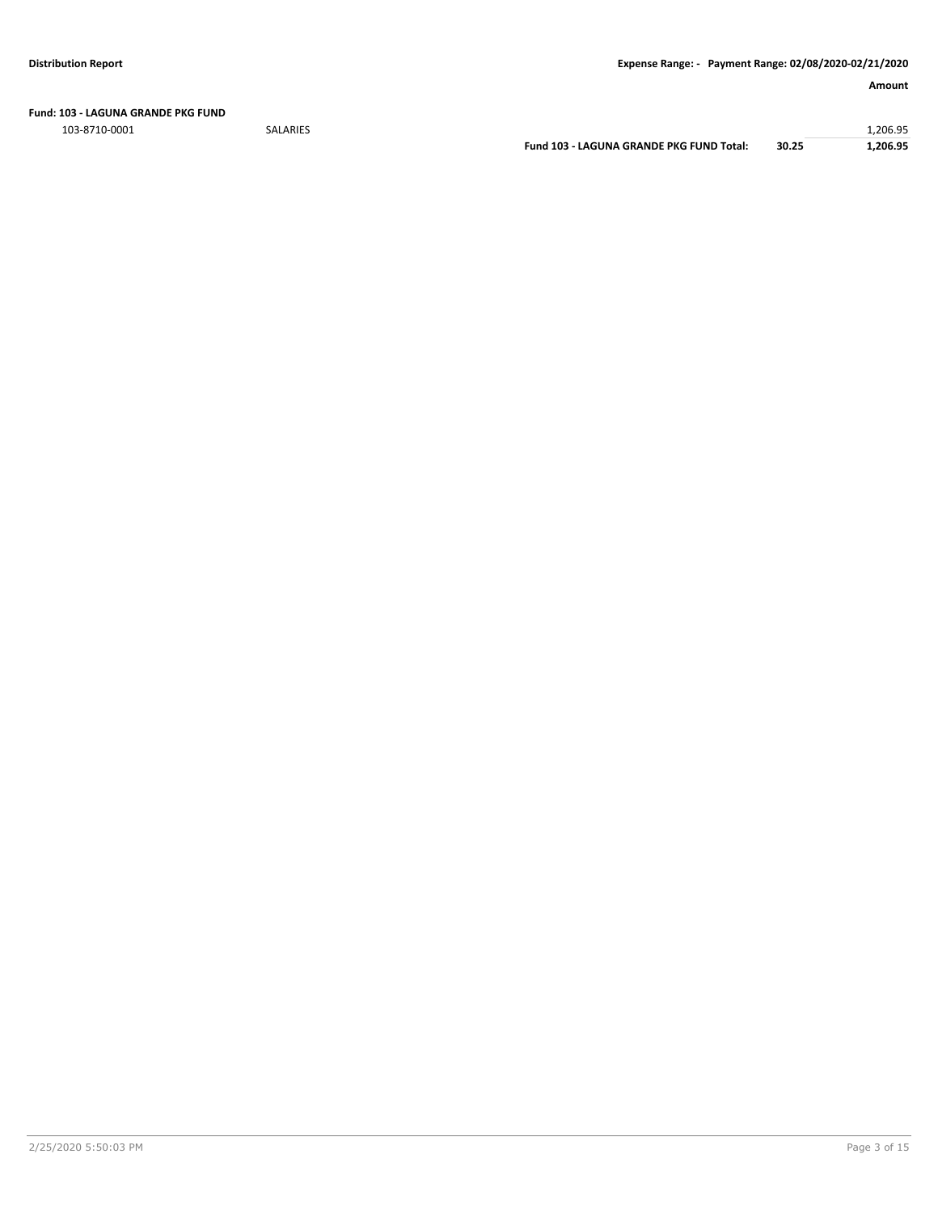**Distribution Report**

**Expense Range: - Payment Range: 02/08/2020-02/21/2020**

| | | | | **Amount** |
|---|---|---|---|---|
| **Fund: 103 - LAGUNA GRANDE PKG FUND** | | | | |
| 103-8710-0001 | SALARIES | | | 1,206.95 |
| | | **Fund 103 - LAGUNA GRANDE PKG FUND Total:** | **30.25** | **1,206.95** |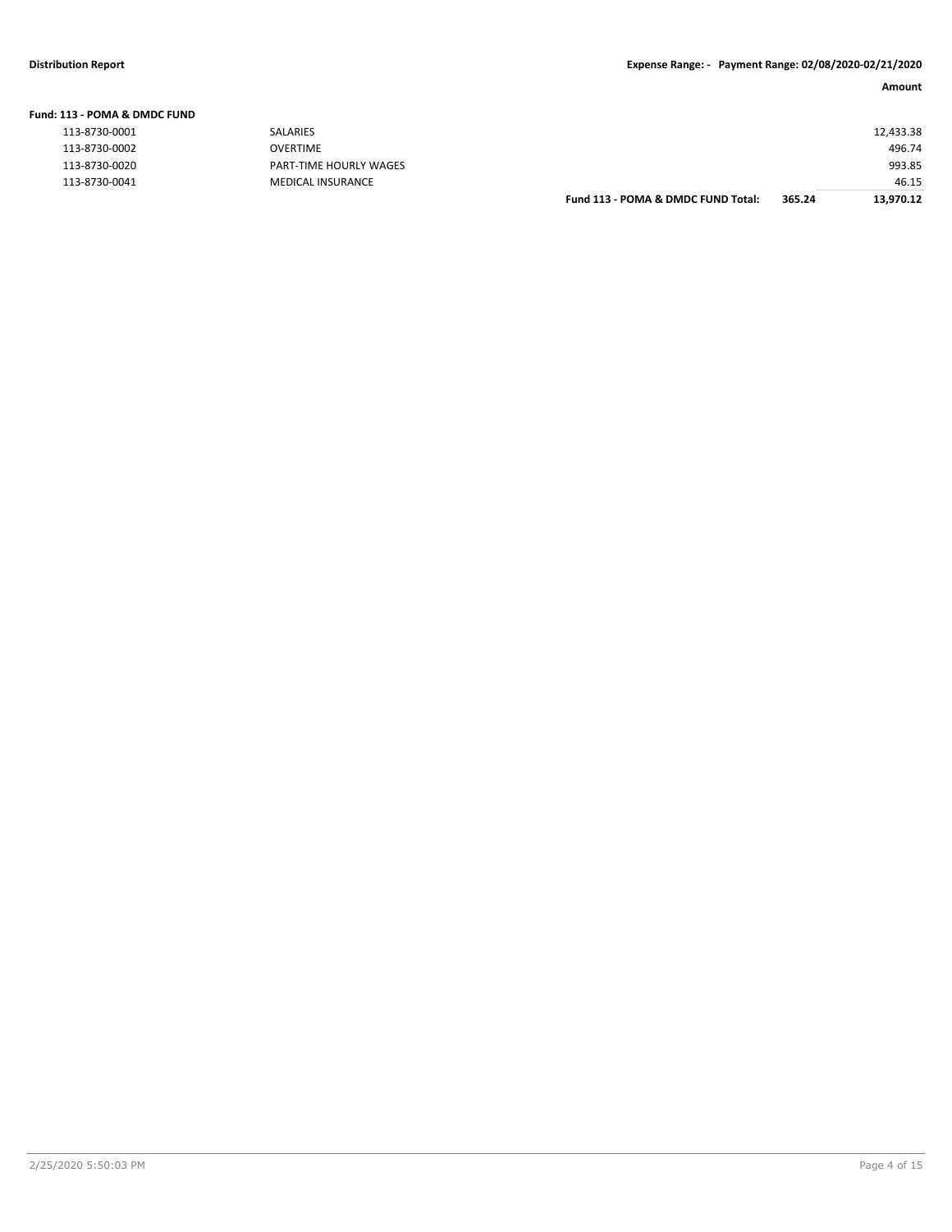| | | | Amount |
|---|---|---|---|
| **Fund: 113 - POMA & DMDC FUND** | | | |
| 113-8730-0001 | SALARIES | | 12,433.38 |
| 113-8730-0002 | OVERTIME | | 496.74 |
| 113-8730-0020 | PART-TIME HOURLY WAGES | | 993.85 |
| 113-8730-0041 | MEDICAL INSURANCE | | 46.15 |
| | **Fund 113 - POMA & DMDC FUND Total:** | **365.24** | **13,970.12** |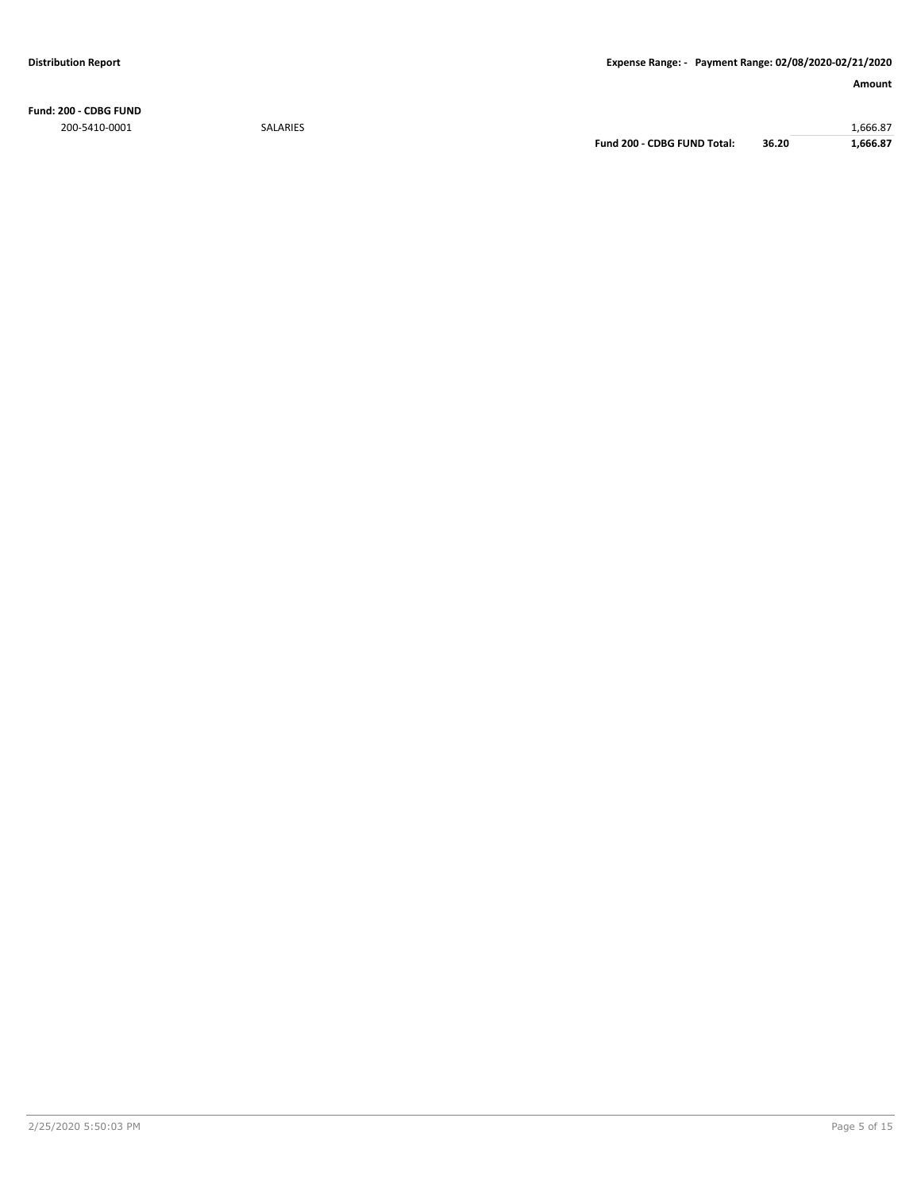**Distribution Report** | **Expense Range: - Payment Range: 02/08/2020-02/21/2020**

| | | | | **Amount** |
|---|---|---|---|---|
| **Fund: 200 - CDBG FUND** | | | | |
| 200-5410-0001 | SALARIES | | | 1,666.87 |
| | | **Fund 200 - CDBG FUND Total:** | **36.20** | **1,666.87** |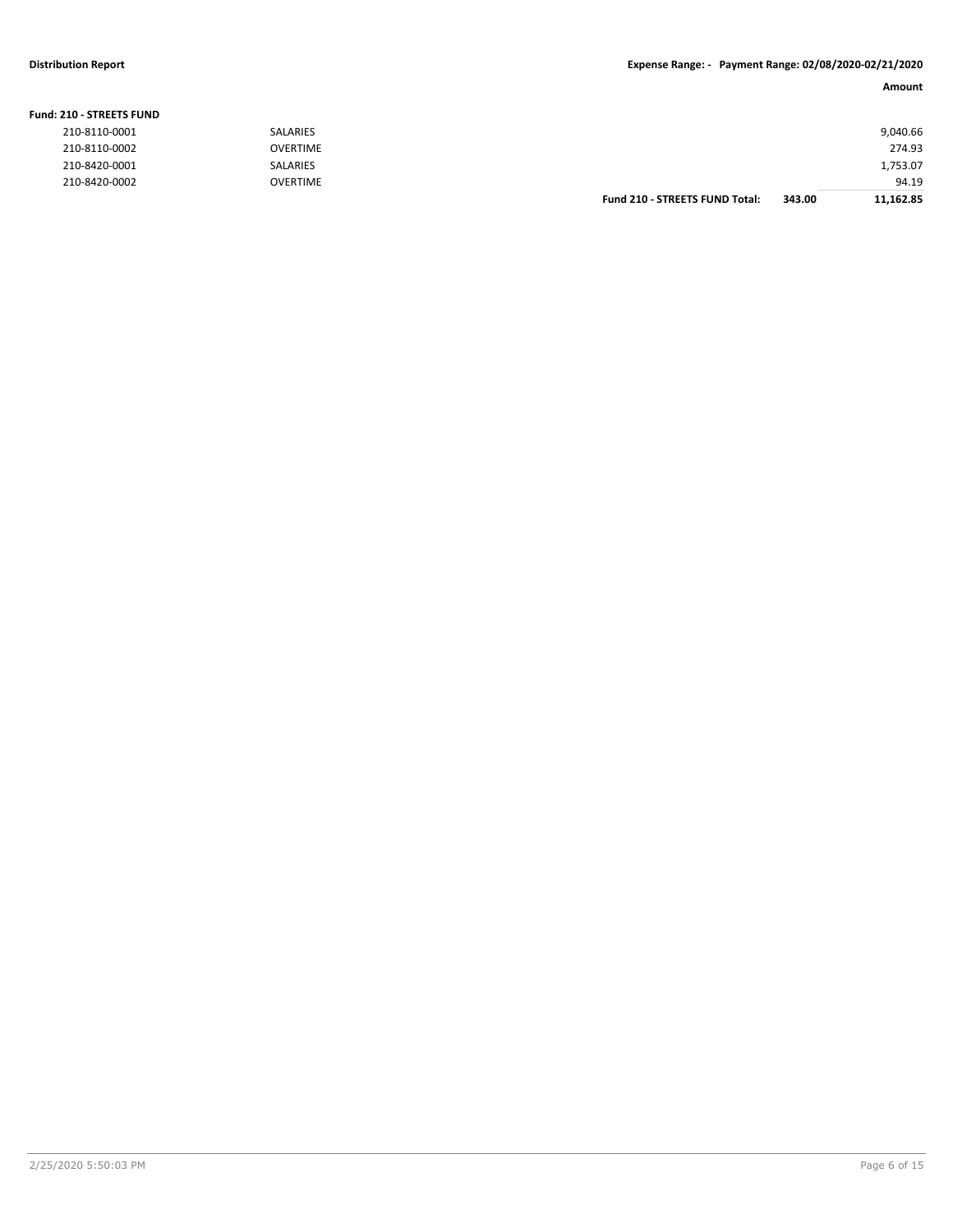**Fund: 210 - STREETS FUND**

| Account | Description | | | Amount |
|---|---|---|---|---|
| 210-8110-0001 | SALARIES | | | 9,040.66 |
| 210-8110-0002 | OVERTIME | | | 274.93 |
| 210-8420-0001 | SALARIES | | | 1,753.07 |
| 210-8420-0002 | OVERTIME | | | 94.19 |
| | | **Fund 210 - STREETS FUND Total:** | **343.00** | **11,162.85** |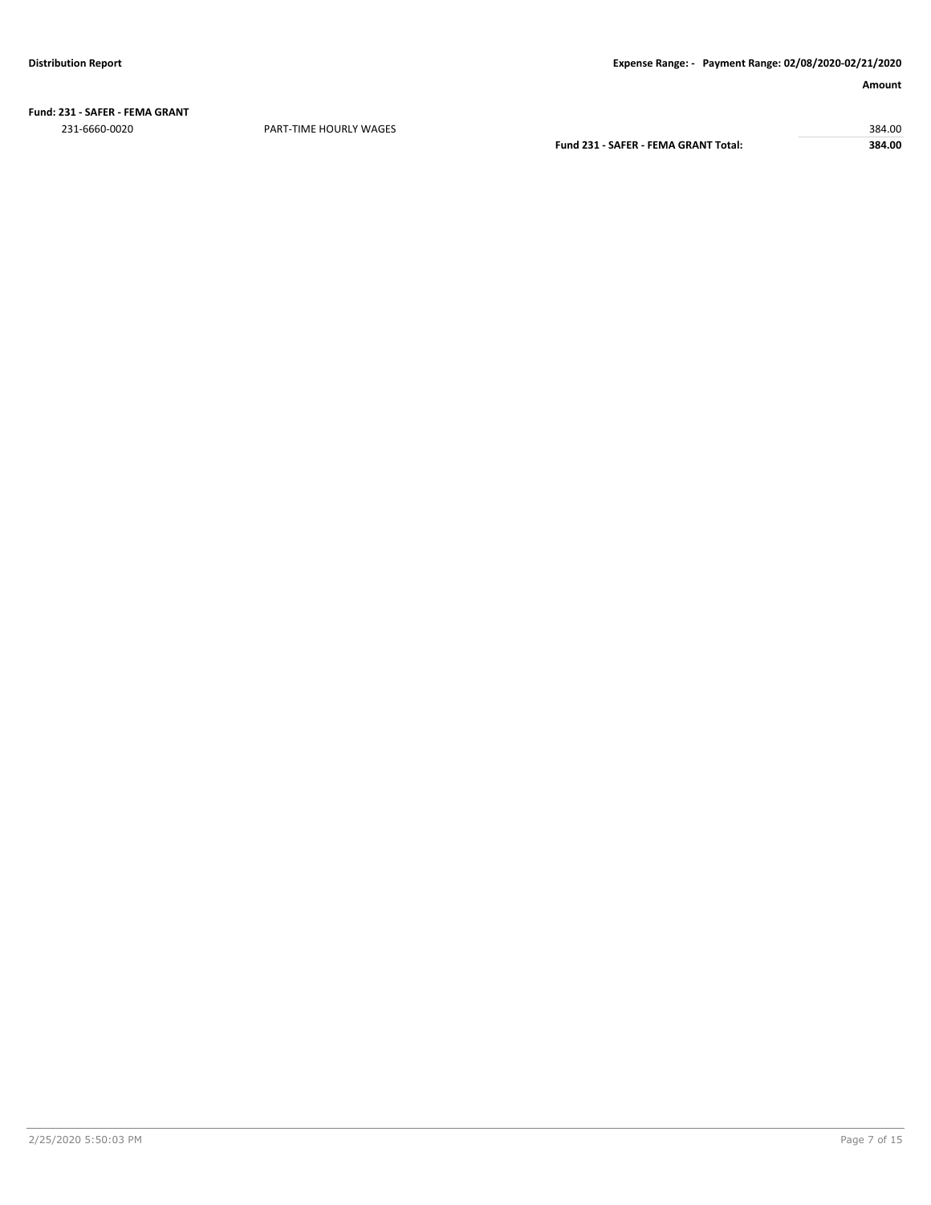**Fund: 231 - SAFER - FEMA GRANT**

| | | | Amount |
|---|---|---|---|
| 231-6660-0020 | PART-TIME HOURLY WAGES | | 384.00 |
| | | **Fund 231 - SAFER - FEMA GRANT Total:** | **384.00** |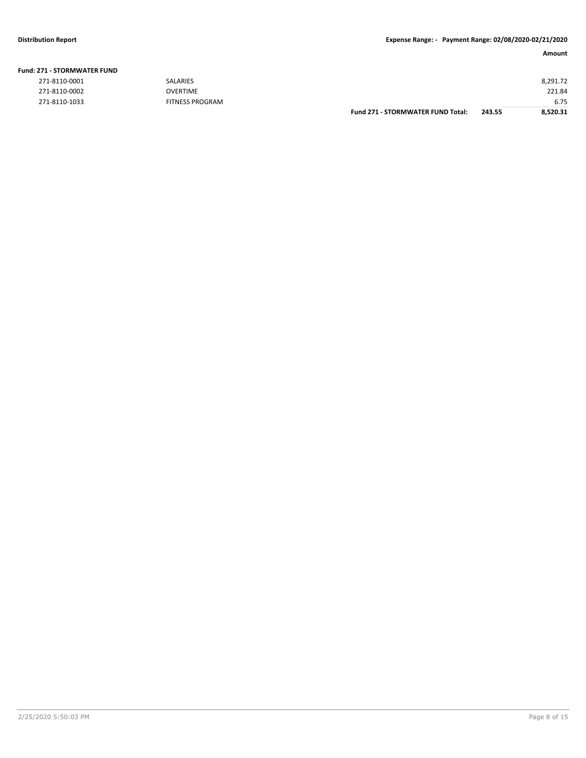**Distribution Report** **Expense Range: - Payment Range: 02/08/2020-02/21/2020**

| | | | | Amount |
|---|---|---|---|---|
| **Fund: 271 - STORMWATER FUND** | | | | |
| 271-8110-0001 | SALARIES | | | 8,291.72 |
| 271-8110-0002 | OVERTIME | | | 221.84 |
| 271-8110-1033 | FITNESS PROGRAM | | | 6.75 |
| | | **Fund 271 - STORMWATER FUND Total:** | **243.55** | **8,520.31** |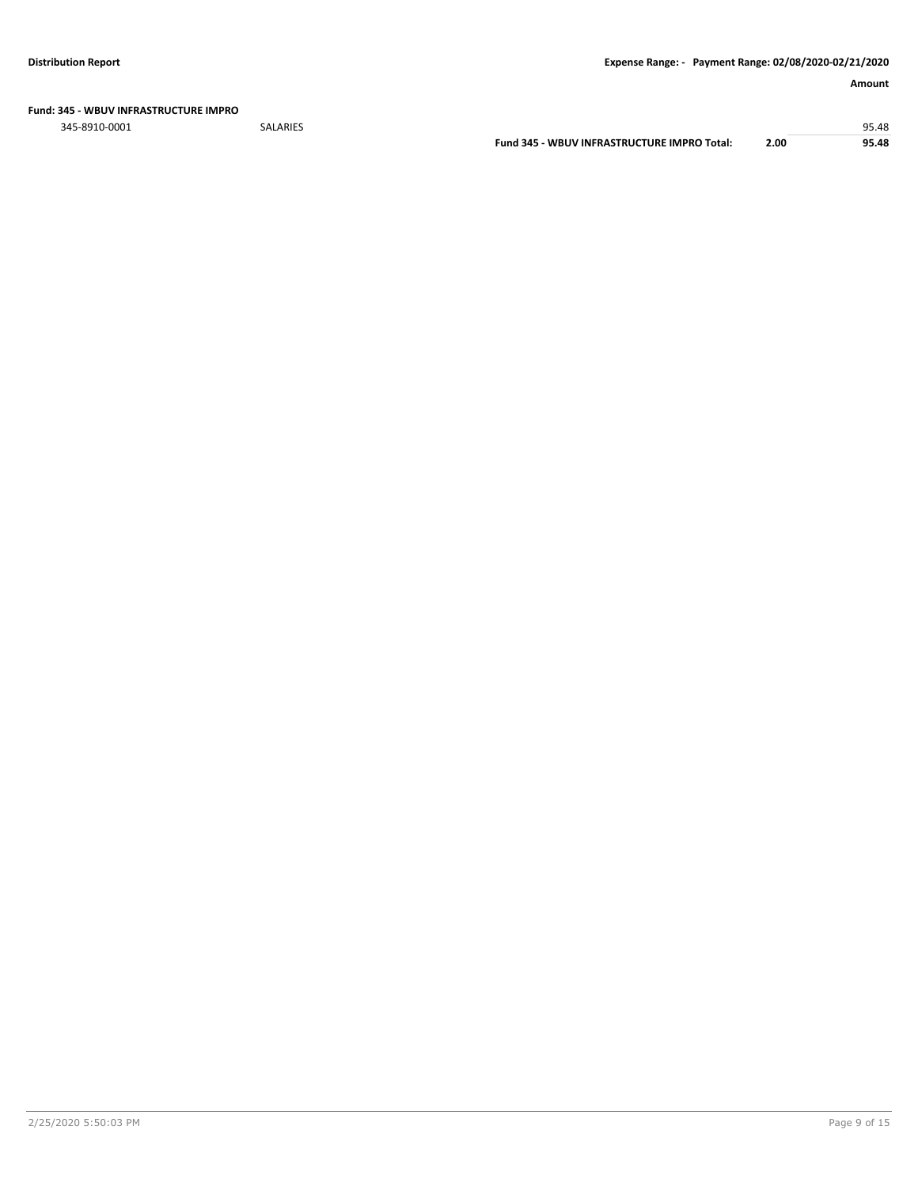**Fund: 345 - WBUV INFRASTRUCTURE IMPRO**

| | | | | Amount |
|---|---|---|---|---|
| 345-8910-0001 | SALARIES | | | 95.48 |
| | | **Fund 345 - WBUV INFRASTRUCTURE IMPRO Total:** | **2.00** | **95.48** |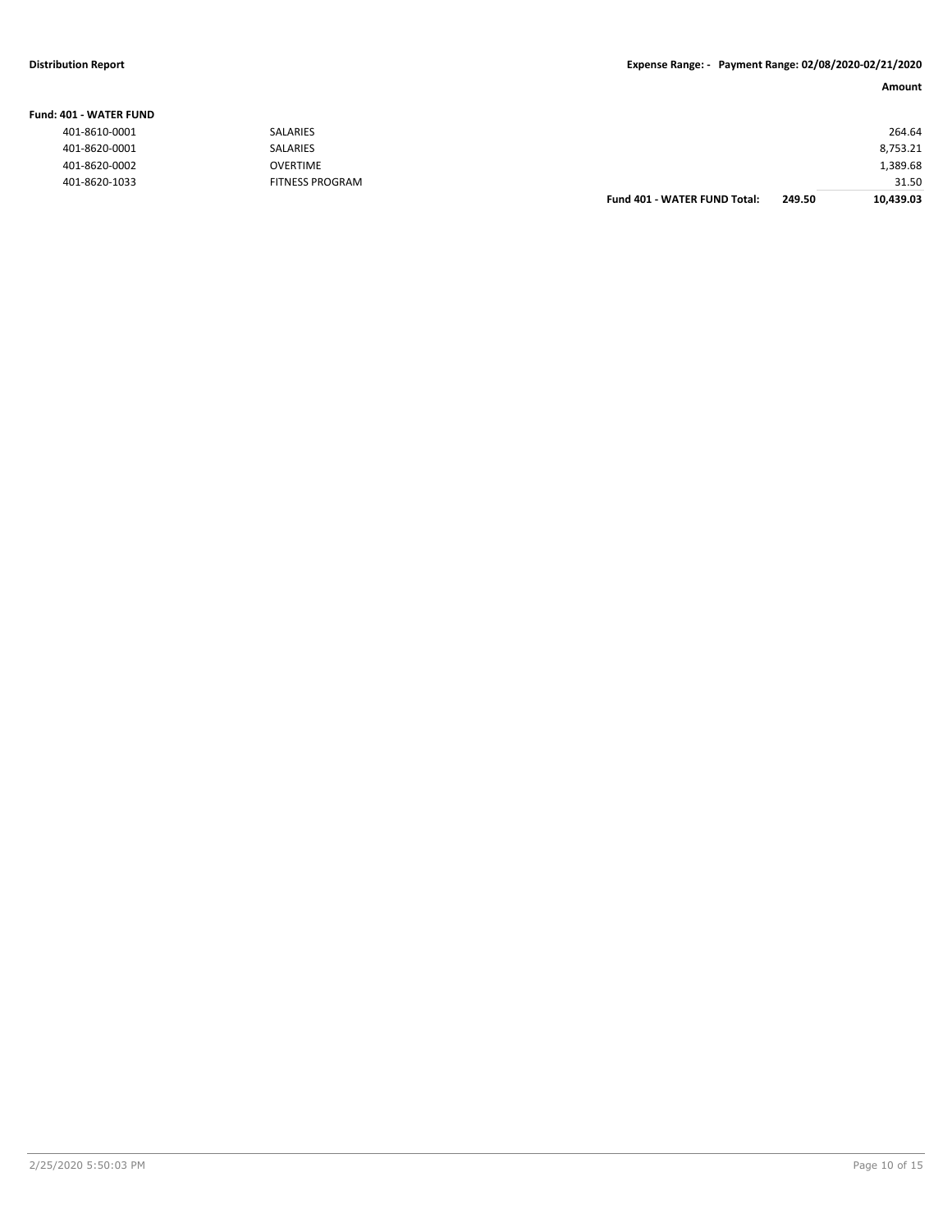**Distribution Report** **Expense Range: - Payment Range: 02/08/2020-02/21/2020**

**Fund: 401 - WATER FUND**

| Account | Description | | | Amount |
|---|---|---|---|---|
| 401-8610-0001 | SALARIES | | | 264.64 |
| 401-8620-0001 | SALARIES | | | 8,753.21 |
| 401-8620-0002 | OVERTIME | | | 1,389.68 |
| 401-8620-1033 | FITNESS PROGRAM | | | 31.50 |
| | | **Fund 401 - WATER FUND Total:** | **249.50** | **10,439.03** |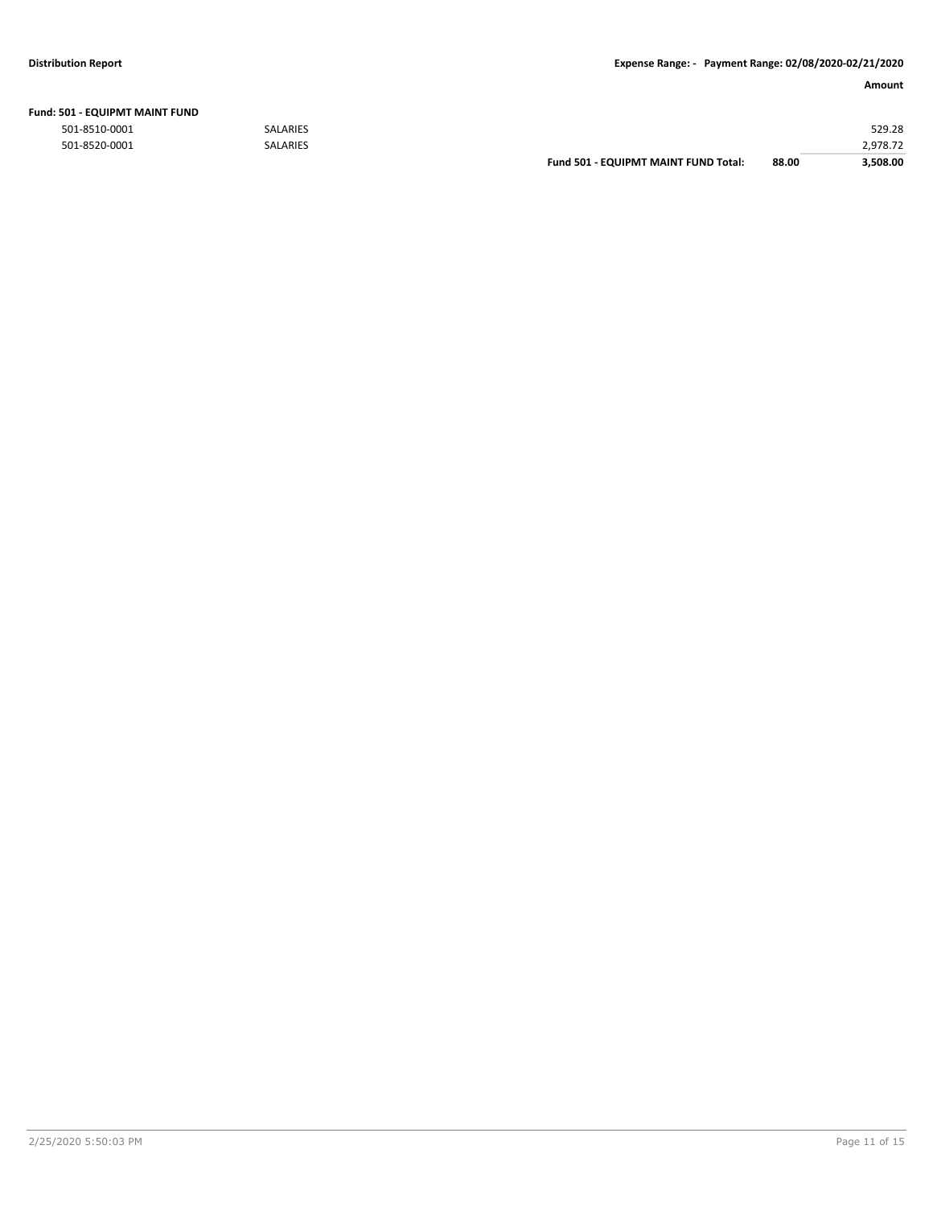**Fund: 501 - EQUIPMT MAINT FUND**

| | | | | Amount |
|---|---|---|---|---|
| 501-8510-0001 | SALARIES | | | 529.28 |
| 501-8520-0001 | SALARIES | | | 2,978.72 |
| | | **Fund 501 - EQUIPMT MAINT FUND Total:** | **88.00** | **3,508.00** |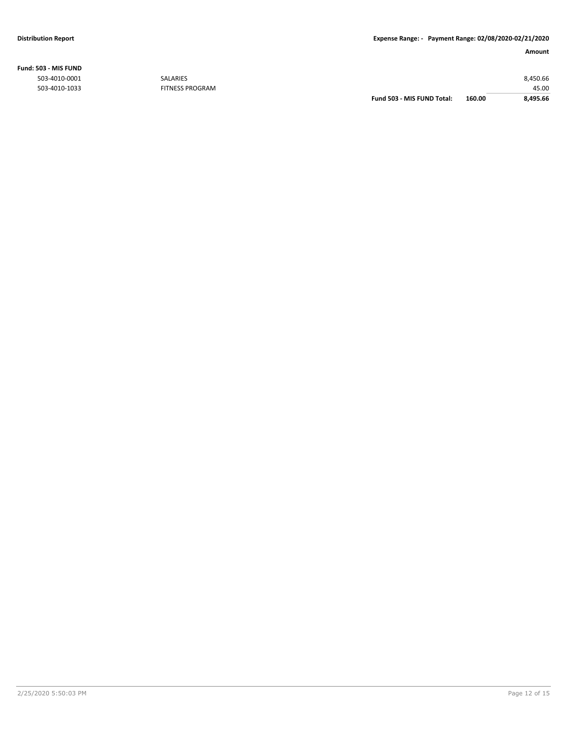**Fund: 503 - MIS FUND**

| Account | Description | | | Amount |
|---|---|---|---|---|
| 503-4010-0001 | SALARIES | | | 8,450.66 |
| 503-4010-1033 | FITNESS PROGRAM | | | 45.00 |
| | | **Fund 503 - MIS FUND Total:** | **160.00** | **8,495.66** |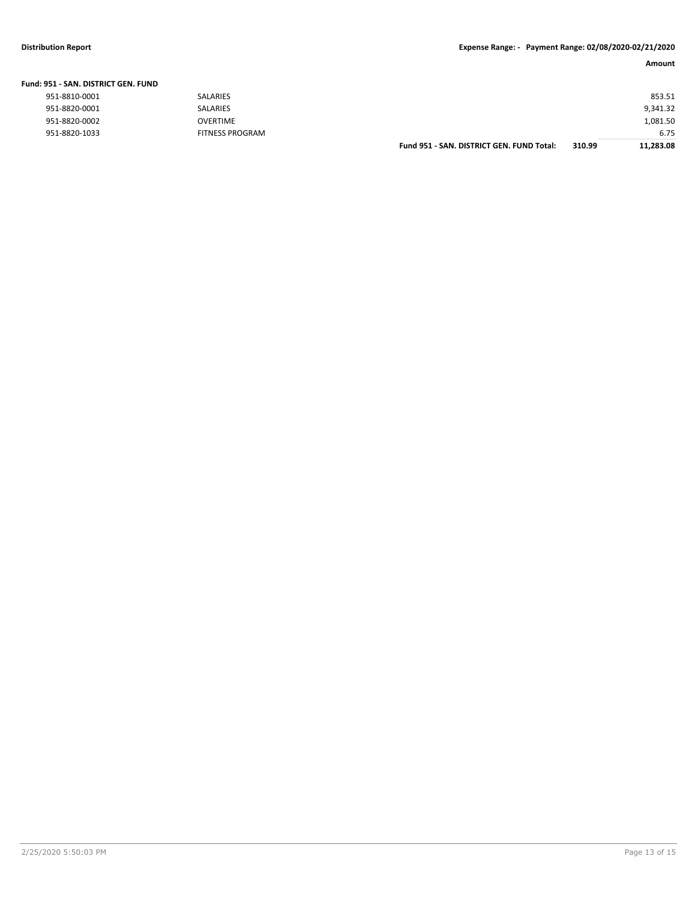| Fund: 951 - SAN. DISTRICT GEN. FUND | | | | Amount |
|---|---|---|---|---|
| 951-8810-0001 | SALARIES | | | 853.51 |
| 951-8820-0001 | SALARIES | | | 9,341.32 |
| 951-8820-0002 | OVERTIME | | | 1,081.50 |
| 951-8820-1033 | FITNESS PROGRAM | | | 6.75 |
| | | **Fund 951 - SAN. DISTRICT GEN. FUND Total:** | **310.99** | **11,283.08** |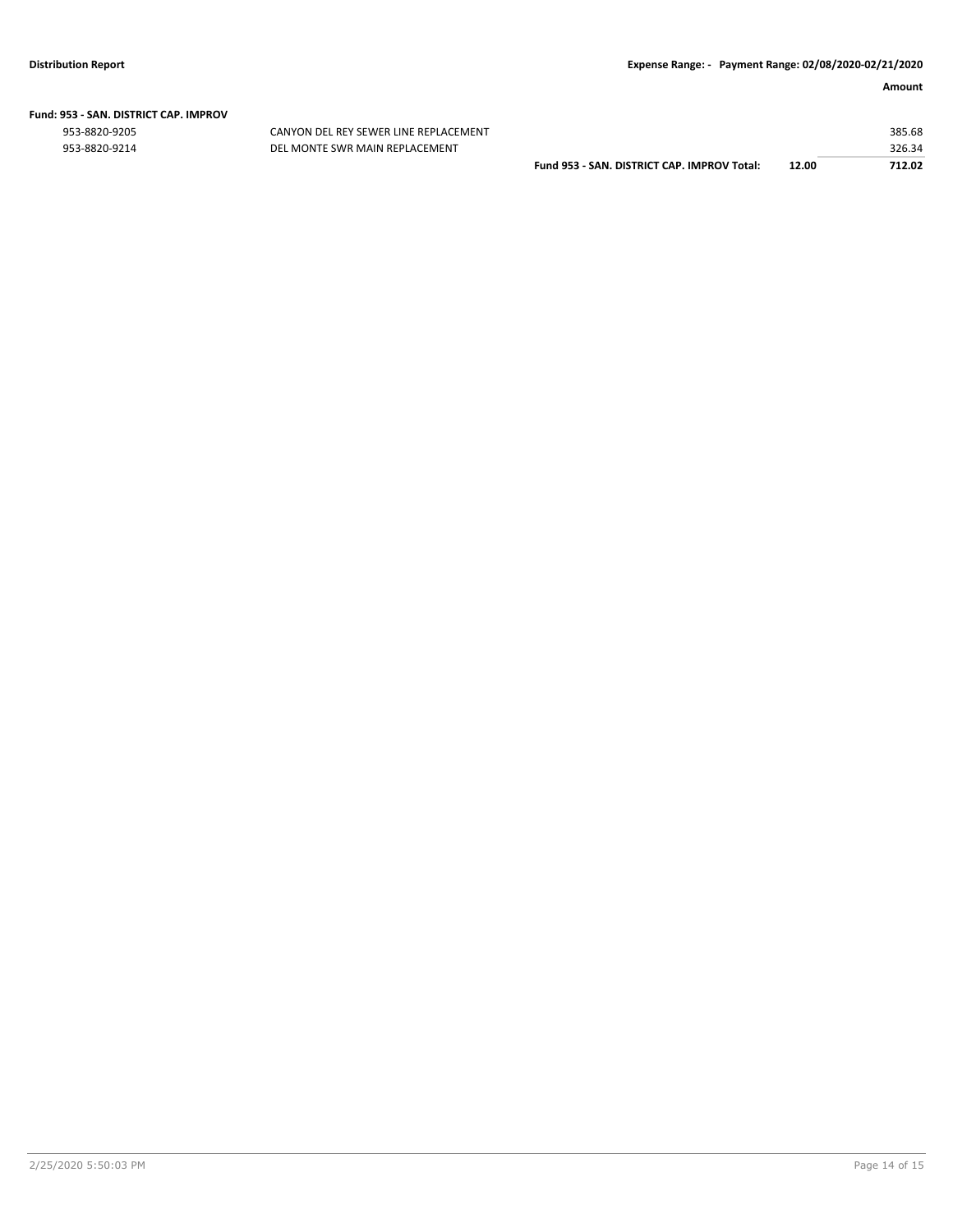| | | | Amount |
|---|---|---|---|
| **Fund: 953 - SAN. DISTRICT CAP. IMPROV** | | | |
| 953-8820-9205 | CANYON DEL REY SEWER LINE REPLACEMENT | | 385.68 |
| 953-8820-9214 | DEL MONTE SWR MAIN REPLACEMENT | | 326.34 |
| | **Fund 953 - SAN. DISTRICT CAP. IMPROV Total:** | **12.00** | **712.02** |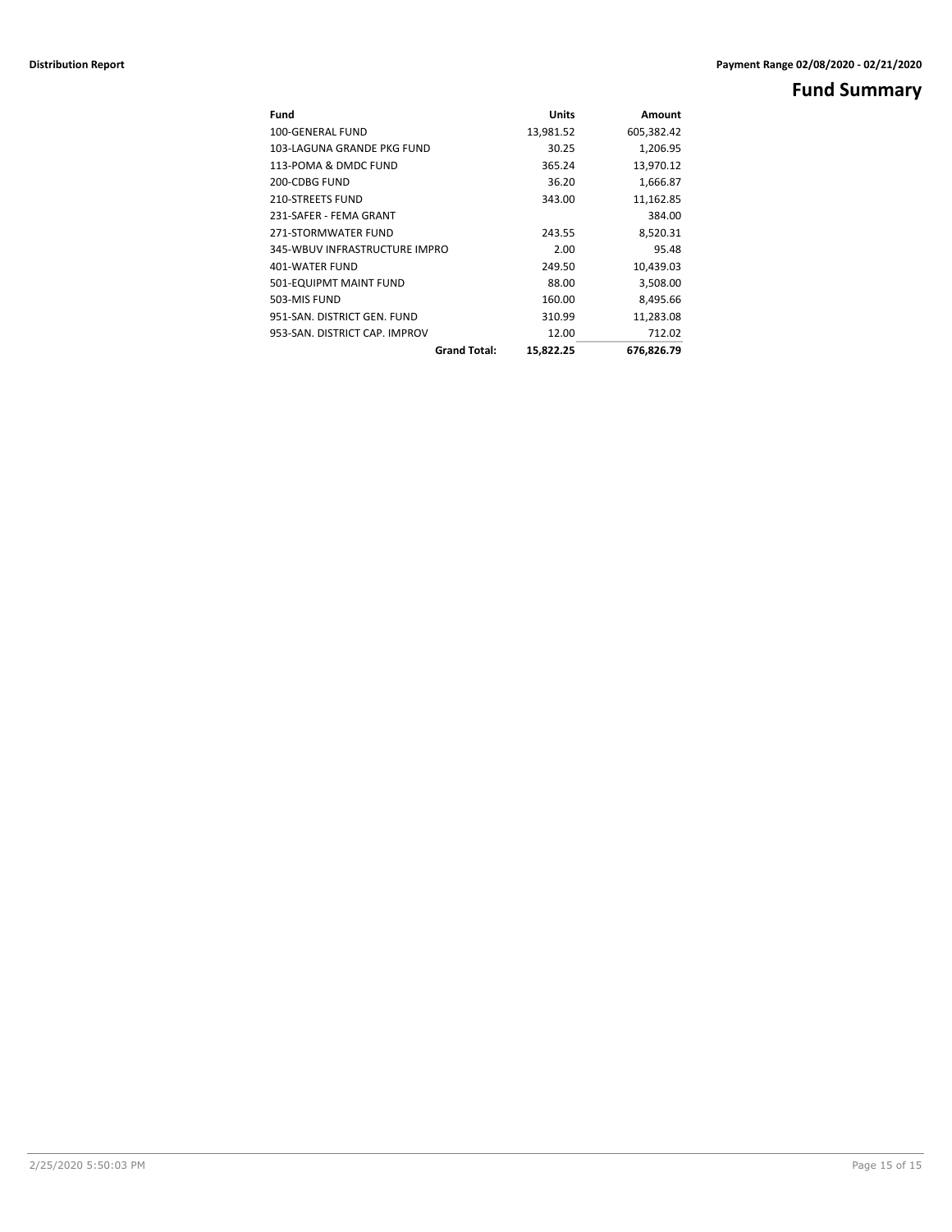# Fund Summary

| Fund | Units | Amount |
|---|---|---|
| 100-GENERAL FUND | 13,981.52 | 605,382.42 |
| 103-LAGUNA GRANDE PKG FUND | 30.25 | 1,206.95 |
| 113-POMA & DMDC FUND | 365.24 | 13,970.12 |
| 200-CDBG FUND | 36.20 | 1,666.87 |
| 210-STREETS FUND | 343.00 | 11,162.85 |
| 231-SAFER - FEMA GRANT | | 384.00 |
| 271-STORMWATER FUND | 243.55 | 8,520.31 |
| 345-WBUV INFRASTRUCTURE IMPRO | 2.00 | 95.48 |
| 401-WATER FUND | 249.50 | 10,439.03 |
| 501-EQUIPMT MAINT FUND | 88.00 | 3,508.00 |
| 503-MIS FUND | 160.00 | 8,495.66 |
| 951-SAN. DISTRICT GEN. FUND | 310.99 | 11,283.08 |
| 953-SAN. DISTRICT CAP. IMPROV | 12.00 | 712.02 |
| **Grand Total:** | **15,822.25** | **676,826.79** |